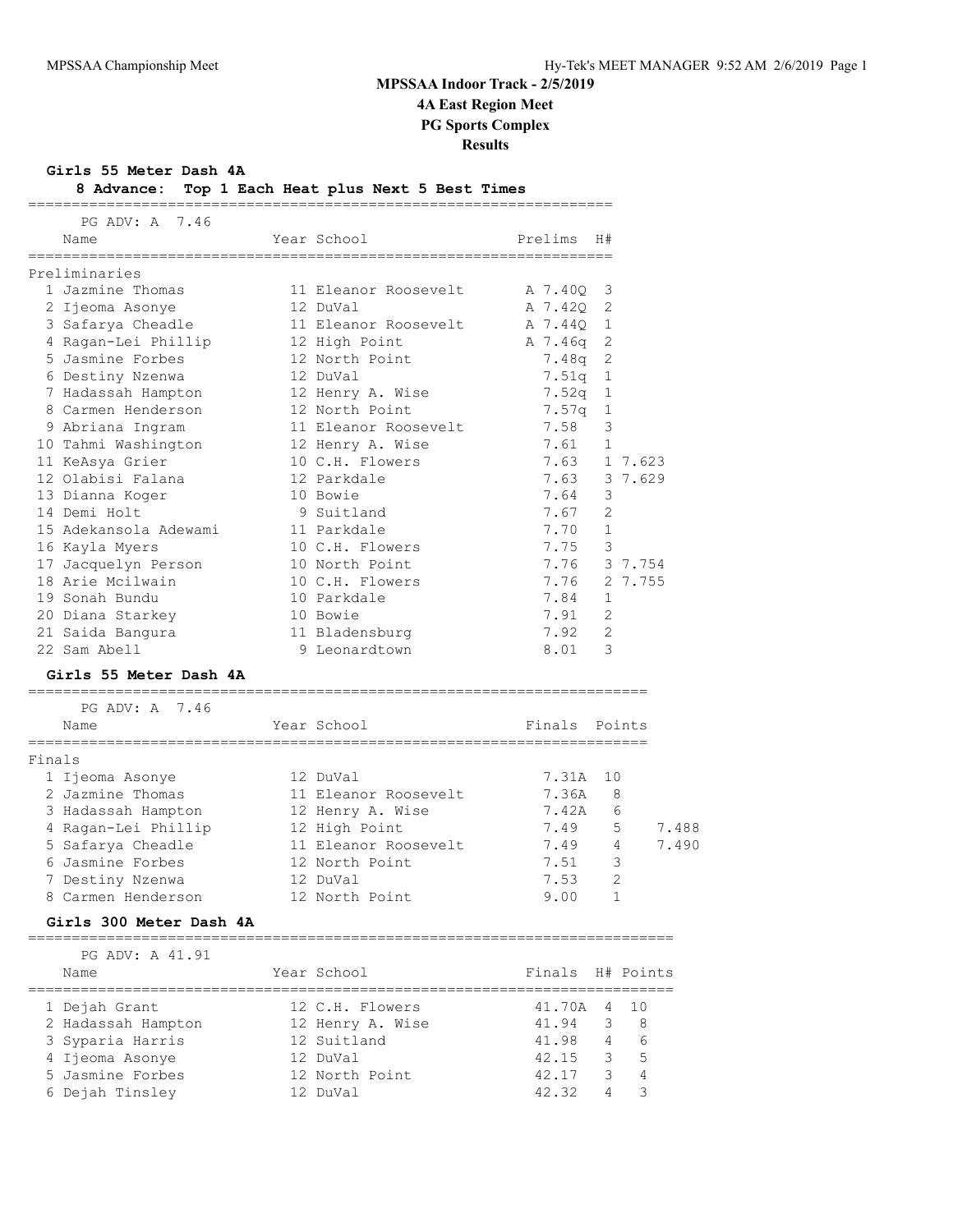# MPSSAA Indoor Track - 2/5/2019

## 4A East Region Meet

## PG Sports Complex

## Results

### Girls 55 Meter Dash 4A

**8 Advance: Top 1 Each Heat plus Next 5 Best Times**

PG ADV: A 7.46

| | Name | Year | School | Prelims | H# | |
|---|---|---|---|---|---|---|
| **Preliminaries** | | | | | | |
| 1 | Jazmine Thomas | 11 | Eleanor Roosevelt | A 7.40Q | 3 | |
| 2 | Ijeoma Asonye | 12 | DuVal | A 7.42Q | 2 | |
| 3 | Safarya Cheadle | 11 | Eleanor Roosevelt | A 7.44Q | 1 | |
| 4 | Ragan-Lei Phillip | 12 | High Point | A 7.46q | 2 | |
| 5 | Jasmine Forbes | 12 | North Point | 7.48q | 2 | |
| 6 | Destiny Nzenwa | 12 | DuVal | 7.51q | 1 | |
| 7 | Hadassah Hampton | 12 | Henry A. Wise | 7.52q | 1 | |
| 8 | Carmen Henderson | 12 | North Point | 7.57q | 1 | |
| 9 | Abriana Ingram | 11 | Eleanor Roosevelt | 7.58 | 3 | |
| 10 | Tahmi Washington | 12 | Henry A. Wise | 7.61 | 1 | |
| 11 | KeAsya Grier | 10 | C.H. Flowers | 7.63 | 1 | 7.623 |
| 12 | Olabisi Falana | 12 | Parkdale | 7.63 | 3 | 7.629 |
| 13 | Dianna Koger | 10 | Bowie | 7.64 | 3 | |
| 14 | Demi Holt | 9 | Suitland | 7.67 | 2 | |
| 15 | Adekansola Adewami | 11 | Parkdale | 7.70 | 1 | |
| 16 | Kayla Myers | 10 | C.H. Flowers | 7.75 | 3 | |
| 17 | Jacquelyn Person | 10 | North Point | 7.76 | 3 | 7.754 |
| 18 | Arie Mcilwain | 10 | C.H. Flowers | 7.76 | 2 | 7.755 |
| 19 | Sonah Bundu | 10 | Parkdale | 7.84 | 1 | |
| 20 | Diana Starkey | 10 | Bowie | 7.91 | 2 | |
| 21 | Saida Bangura | 11 | Bladensburg | 7.92 | 2 | |
| 22 | Sam Abell | 9 | Leonardtown | 8.01 | 3 | |

### Girls 55 Meter Dash 4A

PG ADV: A 7.46

| | Name | Year | School | Finals | Points | |
|---|---|---|---|---|---|---|
| **Finals** | | | | | | |
| 1 | Ijeoma Asonye | 12 | DuVal | 7.31A | 10 | |
| 2 | Jazmine Thomas | 11 | Eleanor Roosevelt | 7.36A | 8 | |
| 3 | Hadassah Hampton | 12 | Henry A. Wise | 7.42A | 6 | |
| 4 | Ragan-Lei Phillip | 12 | High Point | 7.49 | 5 | 7.488 |
| 5 | Safarya Cheadle | 11 | Eleanor Roosevelt | 7.49 | 4 | 7.490 |
| 6 | Jasmine Forbes | 12 | North Point | 7.51 | 3 | |
| 7 | Destiny Nzenwa | 12 | DuVal | 7.53 | 2 | |
| 8 | Carmen Henderson | 12 | North Point | 9.00 | 1 | |

### Girls 300 Meter Dash 4A

PG ADV: A 41.91

| | Name | Year | School | Finals | H# | Points |
|---|---|---|---|---|---|---|
| 1 | Dejah Grant | 12 | C.H. Flowers | 41.70A | 4 | 10 |
| 2 | Hadassah Hampton | 12 | Henry A. Wise | 41.94 | 3 | 8 |
| 3 | Syparia Harris | 12 | Suitland | 41.98 | 4 | 6 |
| 4 | Ijeoma Asonye | 12 | DuVal | 42.15 | 3 | 5 |
| 5 | Jasmine Forbes | 12 | North Point | 42.17 | 3 | 4 |
| 6 | Dejah Tinsley | 12 | DuVal | 42.32 | 4 | 3 |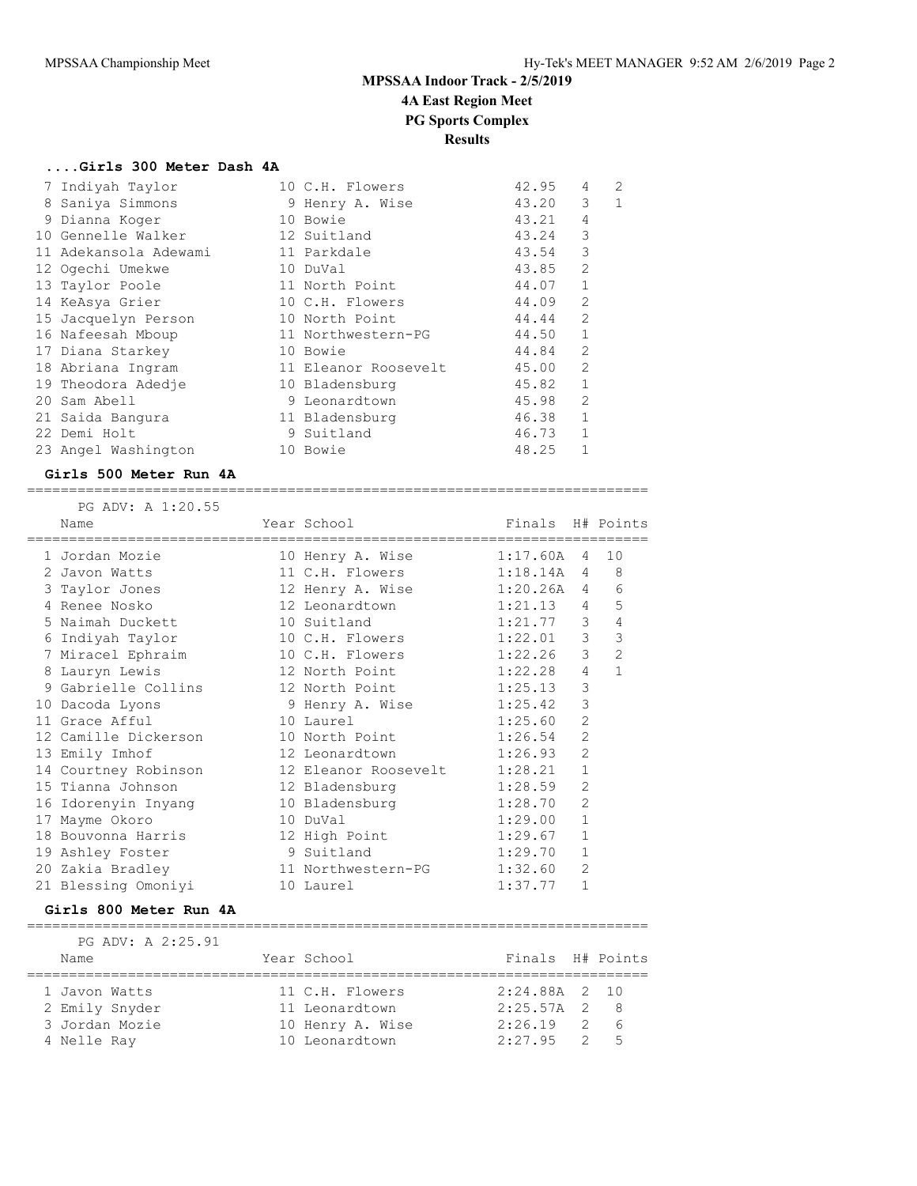# MPSSAA Indoor Track - 2/5/2019

## 4A East Region Meet

## PG Sports Complex

## Results

### ....Girls 300 Meter Dash 4A

| Place | Name | Year | School | Finals | H# | Points |
|---|---|---|---|---|---|---|
| 7 | Indiyah Taylor | 10 | C.H. Flowers | 42.95 | 4 | 2 |
| 8 | Saniya Simmons | 9 | Henry A. Wise | 43.20 | 3 | 1 |
| 9 | Dianna Koger | 10 | Bowie | 43.21 | 4 | |
| 10 | Gennelle Walker | 12 | Suitland | 43.24 | 3 | |
| 11 | Adekansola Adewami | 11 | Parkdale | 43.54 | 3 | |
| 12 | Ogechi Umekwe | 10 | DuVal | 43.85 | 2 | |
| 13 | Taylor Poole | 11 | North Point | 44.07 | 1 | |
| 14 | KeAsya Grier | 10 | C.H. Flowers | 44.09 | 2 | |
| 15 | Jacquelyn Person | 10 | North Point | 44.44 | 2 | |
| 16 | Nafeesah Mboup | 11 | Northwestern-PG | 44.50 | 1 | |
| 17 | Diana Starkey | 10 | Bowie | 44.84 | 2 | |
| 18 | Abriana Ingram | 11 | Eleanor Roosevelt | 45.00 | 2 | |
| 19 | Theodora Adedje | 10 | Bladensburg | 45.82 | 1 | |
| 20 | Sam Abell | 9 | Leonardtown | 45.98 | 2 | |
| 21 | Saida Bangura | 11 | Bladensburg | 46.38 | 1 | |
| 22 | Demi Holt | 9 | Suitland | 46.73 | 1 | |
| 23 | Angel Washington | 10 | Bowie | 48.25 | 1 | |

### Girls 500 Meter Run 4A

PG ADV: A 1:20.55

| Place | Name | Year | School | Finals | H# | Points |
|---|---|---|---|---|---|---|
| 1 | Jordan Mozie | 10 | Henry A. Wise | 1:17.60A | 4 | 10 |
| 2 | Javon Watts | 11 | C.H. Flowers | 1:18.14A | 4 | 8 |
| 3 | Taylor Jones | 12 | Henry A. Wise | 1:20.26A | 4 | 6 |
| 4 | Renee Nosko | 12 | Leonardtown | 1:21.13 | 4 | 5 |
| 5 | Naimah Duckett | 10 | Suitland | 1:21.77 | 3 | 4 |
| 6 | Indiyah Taylor | 10 | C.H. Flowers | 1:22.01 | 3 | 3 |
| 7 | Miracel Ephraim | 10 | C.H. Flowers | 1:22.26 | 3 | 2 |
| 8 | Lauryn Lewis | 12 | North Point | 1:22.28 | 4 | 1 |
| 9 | Gabrielle Collins | 12 | North Point | 1:25.13 | 3 | |
| 10 | Dacoda Lyons | 9 | Henry A. Wise | 1:25.42 | 3 | |
| 11 | Grace Afful | 10 | Laurel | 1:25.60 | 2 | |
| 12 | Camille Dickerson | 10 | North Point | 1:26.54 | 2 | |
| 13 | Emily Imhof | 12 | Leonardtown | 1:26.93 | 2 | |
| 14 | Courtney Robinson | 12 | Eleanor Roosevelt | 1:28.21 | 1 | |
| 15 | Tianna Johnson | 12 | Bladensburg | 1:28.59 | 2 | |
| 16 | Idorenyin Inyang | 10 | Bladensburg | 1:28.70 | 2 | |
| 17 | Mayme Okoro | 10 | DuVal | 1:29.00 | 1 | |
| 18 | Bouvonna Harris | 12 | High Point | 1:29.67 | 1 | |
| 19 | Ashley Foster | 9 | Suitland | 1:29.70 | 1 | |
| 20 | Zakia Bradley | 11 | Northwestern-PG | 1:32.60 | 2 | |
| 21 | Blessing Omoniyi | 10 | Laurel | 1:37.77 | 1 | |

### Girls 800 Meter Run 4A

PG ADV: A 2:25.91

| Place | Name | Year | School | Finals | H# | Points |
|---|---|---|---|---|---|---|
| 1 | Javon Watts | 11 | C.H. Flowers | 2:24.88A | 2 | 10 |
| 2 | Emily Snyder | 11 | Leonardtown | 2:25.57A | 2 | 8 |
| 3 | Jordan Mozie | 10 | Henry A. Wise | 2:26.19 | 2 | 6 |
| 4 | Nelle Ray | 10 | Leonardtown | 2:27.95 | 2 | 5 |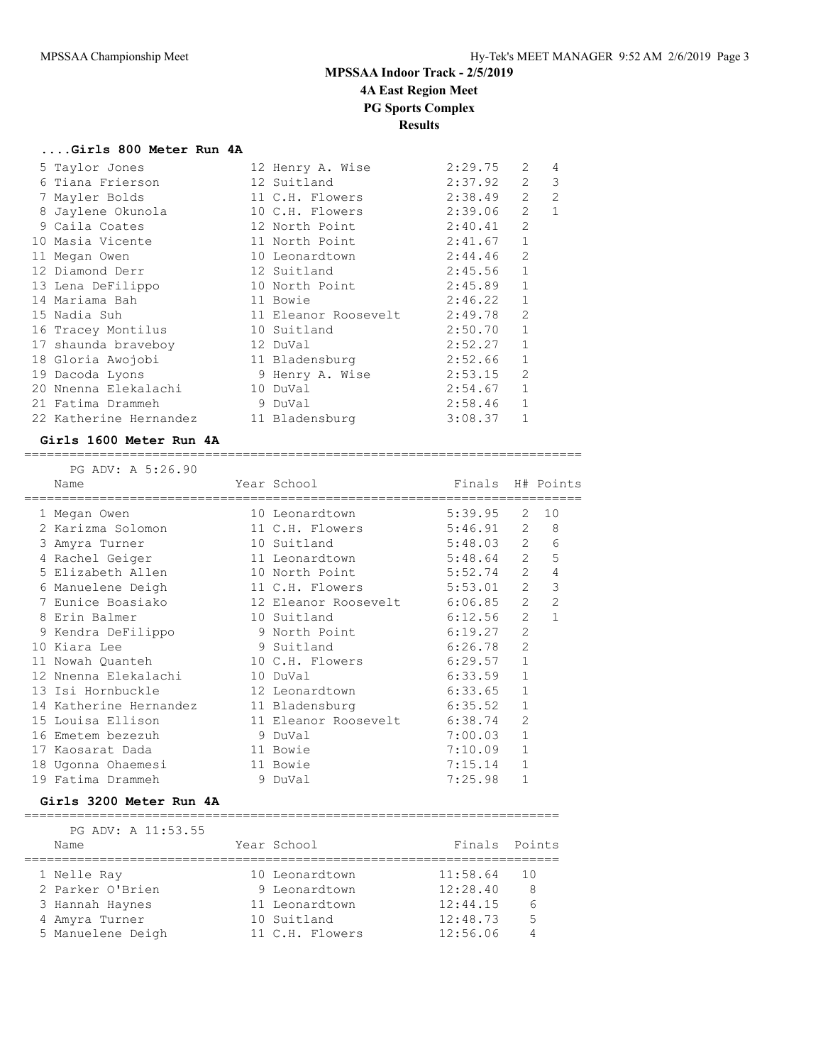# MPSSAA Indoor Track - 2/5/2019

## 4A East Region Meet

## PG Sports Complex

## Results

### ....Girls 800 Meter Run 4A

| Place | Name | Year | School | Finals | H# | Points |
|---|---|---|---|---|---|---|
| 5 | Taylor Jones | 12 | Henry A. Wise | 2:29.75 | 2 | 4 |
| 6 | Tiana Frierson | 12 | Suitland | 2:37.92 | 2 | 3 |
| 7 | Mayler Bolds | 11 | C.H. Flowers | 2:38.49 | 2 | 2 |
| 8 | Jaylene Okunola | 10 | C.H. Flowers | 2:39.06 | 2 | 1 |
| 9 | Caila Coates | 12 | North Point | 2:40.41 | 2 | |
| 10 | Masia Vicente | 11 | North Point | 2:41.67 | 1 | |
| 11 | Megan Owen | 10 | Leonardtown | 2:44.46 | 2 | |
| 12 | Diamond Derr | 12 | Suitland | 2:45.56 | 1 | |
| 13 | Lena DeFilippo | 10 | North Point | 2:45.89 | 1 | |
| 14 | Mariama Bah | 11 | Bowie | 2:46.22 | 1 | |
| 15 | Nadia Suh | 11 | Eleanor Roosevelt | 2:49.78 | 2 | |
| 16 | Tracey Montilus | 10 | Suitland | 2:50.70 | 1 | |
| 17 | shaunda braveboy | 12 | DuVal | 2:52.27 | 1 | |
| 18 | Gloria Awojobi | 11 | Bladensburg | 2:52.66 | 1 | |
| 19 | Dacoda Lyons | 9 | Henry A. Wise | 2:53.15 | 2 | |
| 20 | Nnenna Elekalachi | 10 | DuVal | 2:54.67 | 1 | |
| 21 | Fatima Drammeh | 9 | DuVal | 2:58.46 | 1 | |
| 22 | Katherine Hernandez | 11 | Bladensburg | 3:08.37 | 1 | |

### Girls 1600 Meter Run 4A

PG ADV: A 5:26.90

| Place | Name | Year | School | Finals | H# | Points |
|---|---|---|---|---|---|---|
| 1 | Megan Owen | 10 | Leonardtown | 5:39.95 | 2 | 10 |
| 2 | Karizma Solomon | 11 | C.H. Flowers | 5:46.91 | 2 | 8 |
| 3 | Amyra Turner | 10 | Suitland | 5:48.03 | 2 | 6 |
| 4 | Rachel Geiger | 11 | Leonardtown | 5:48.64 | 2 | 5 |
| 5 | Elizabeth Allen | 10 | North Point | 5:52.74 | 2 | 4 |
| 6 | Manuelene Deigh | 11 | C.H. Flowers | 5:53.01 | 2 | 3 |
| 7 | Eunice Boasiako | 12 | Eleanor Roosevelt | 6:06.85 | 2 | 2 |
| 8 | Erin Balmer | 10 | Suitland | 6:12.56 | 2 | 1 |
| 9 | Kendra DeFilippo | 9 | North Point | 6:19.27 | 2 | |
| 10 | Kiara Lee | 9 | Suitland | 6:26.78 | 2 | |
| 11 | Nowah Quanteh | 10 | C.H. Flowers | 6:29.57 | 1 | |
| 12 | Nnenna Elekalachi | 10 | DuVal | 6:33.59 | 1 | |
| 13 | Isi Hornbuckle | 12 | Leonardtown | 6:33.65 | 1 | |
| 14 | Katherine Hernandez | 11 | Bladensburg | 6:35.52 | 1 | |
| 15 | Louisa Ellison | 11 | Eleanor Roosevelt | 6:38.74 | 2 | |
| 16 | Emetem bezezuh | 9 | DuVal | 7:00.03 | 1 | |
| 17 | Kaosarat Dada | 11 | Bowie | 7:10.09 | 1 | |
| 18 | Ugonna Ohaemesi | 11 | Bowie | 7:15.14 | 1 | |
| 19 | Fatima Drammeh | 9 | DuVal | 7:25.98 | 1 | |

### Girls 3200 Meter Run 4A

PG ADV: A 11:53.55

| Place | Name | Year | School | Finals | Points |
|---|---|---|---|---|---|
| 1 | Nelle Ray | 10 | Leonardtown | 11:58.64 | 10 |
| 2 | Parker O'Brien | 9 | Leonardtown | 12:28.40 | 8 |
| 3 | Hannah Haynes | 11 | Leonardtown | 12:44.15 | 6 |
| 4 | Amyra Turner | 10 | Suitland | 12:48.73 | 5 |
| 5 | Manuelene Deigh | 11 | C.H. Flowers | 12:56.06 | 4 |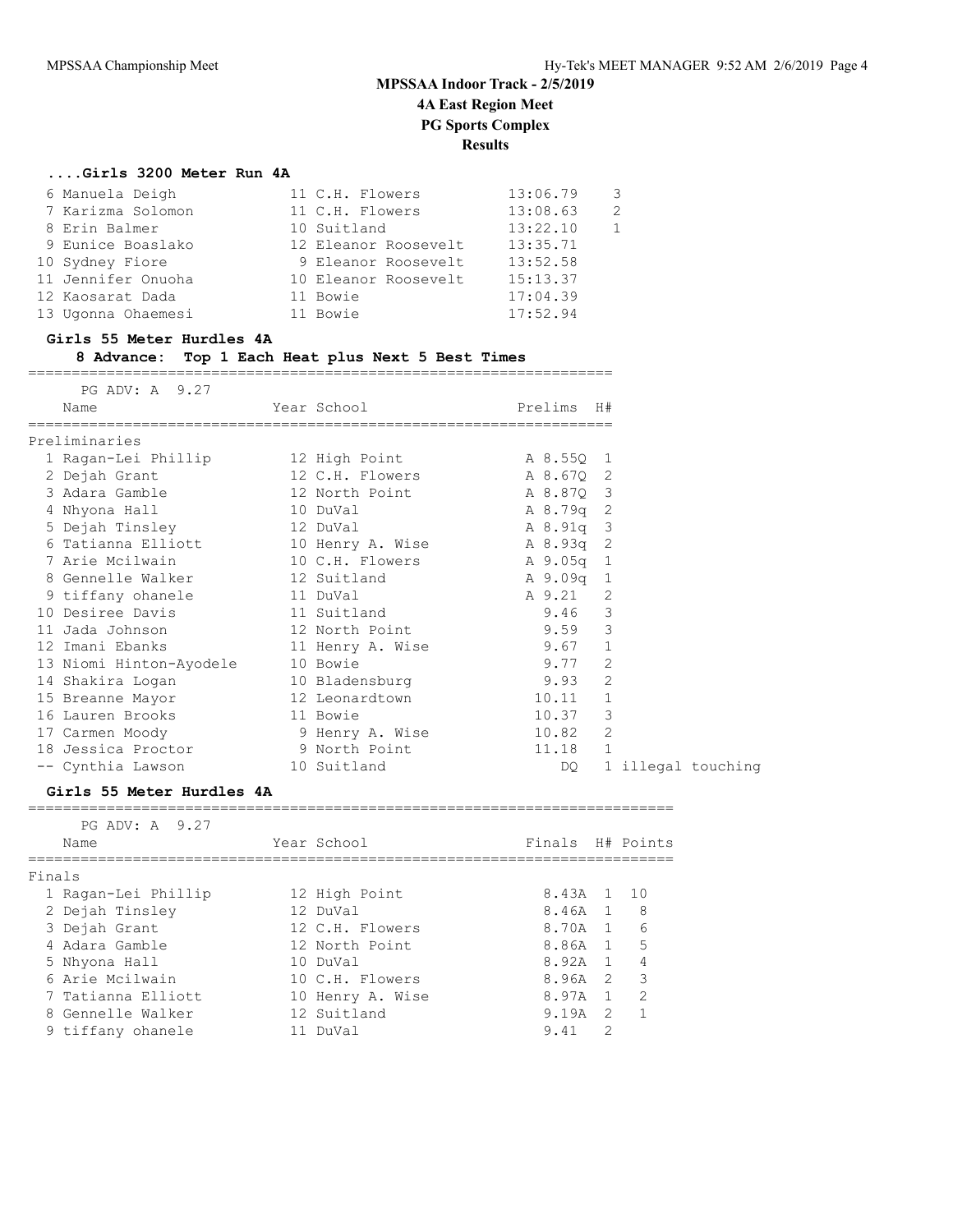# MPSSAA Indoor Track - 2/5/2019

## 4A East Region Meet

## PG Sports Complex

## Results

### ....Girls 3200 Meter Run 4A

| Place | Name | Year | School | Finals | Points |
|---|---|---|---|---|---|
| 6 | Manuela Deigh | 11 | C.H. Flowers | 13:06.79 | 3 |
| 7 | Karizma Solomon | 11 | C.H. Flowers | 13:08.63 | 2 |
| 8 | Erin Balmer | 10 | Suitland | 13:22.10 | 1 |
| 9 | Eunice Boaslako | 12 | Eleanor Roosevelt | 13:35.71 | |
| 10 | Sydney Fiore | 9 | Eleanor Roosevelt | 13:52.58 | |
| 11 | Jennifer Onuoha | 10 | Eleanor Roosevelt | 15:13.37 | |
| 12 | Kaosarat Dada | 11 | Bowie | 17:04.39 | |
| 13 | Ugonna Ohaemesi | 11 | Bowie | 17:52.94 | |

### Girls 55 Meter Hurdles 4A

**8 Advance: Top 1 Each Heat plus Next 5 Best Times**

PG ADV: A 9.27

Preliminaries

| Place | Name | Year | School | Prelims | H# | Note |
|---|---|---|---|---|---|---|
| 1 | Ragan-Lei Phillip | 12 | High Point | A 8.55Q | 1 | |
| 2 | Dejah Grant | 12 | C.H. Flowers | A 8.67Q | 2 | |
| 3 | Adara Gamble | 12 | North Point | A 8.87Q | 3 | |
| 4 | Nhyona Hall | 10 | DuVal | A 8.79q | 2 | |
| 5 | Dejah Tinsley | 12 | DuVal | A 8.91q | 3 | |
| 6 | Tatianna Elliott | 10 | Henry A. Wise | A 8.93q | 2 | |
| 7 | Arie Mcilwain | 10 | C.H. Flowers | A 9.05q | 1 | |
| 8 | Gennelle Walker | 12 | Suitland | A 9.09q | 1 | |
| 9 | tiffany ohanele | 11 | DuVal | A 9.21 | 2 | |
| 10 | Desiree Davis | 11 | Suitland | 9.46 | 3 | |
| 11 | Jada Johnson | 12 | North Point | 9.59 | 3 | |
| 12 | Imani Ebanks | 11 | Henry A. Wise | 9.67 | 1 | |
| 13 | Niomi Hinton-Ayodele | 10 | Bowie | 9.77 | 2 | |
| 14 | Shakira Logan | 10 | Bladensburg | 9.93 | 2 | |
| 15 | Breanne Mayor | 12 | Leonardtown | 10.11 | 1 | |
| 16 | Lauren Brooks | 11 | Bowie | 10.37 | 3 | |
| 17 | Carmen Moody | 9 | Henry A. Wise | 10.82 | 2 | |
| 18 | Jessica Proctor | 9 | North Point | 11.18 | 1 | |
| -- | Cynthia Lawson | 10 | Suitland | DQ | 1 | illegal touching |

### Girls 55 Meter Hurdles 4A

PG ADV: A 9.27

Finals

| Place | Name | Year | School | Finals | H# | Points |
|---|---|---|---|---|---|---|
| 1 | Ragan-Lei Phillip | 12 | High Point | 8.43A | 1 | 10 |
| 2 | Dejah Tinsley | 12 | DuVal | 8.46A | 1 | 8 |
| 3 | Dejah Grant | 12 | C.H. Flowers | 8.70A | 1 | 6 |
| 4 | Adara Gamble | 12 | North Point | 8.86A | 1 | 5 |
| 5 | Nhyona Hall | 10 | DuVal | 8.92A | 1 | 4 |
| 6 | Arie Mcilwain | 10 | C.H. Flowers | 8.96A | 2 | 3 |
| 7 | Tatianna Elliott | 10 | Henry A. Wise | 8.97A | 1 | 2 |
| 8 | Gennelle Walker | 12 | Suitland | 9.19A | 2 | 1 |
| 9 | tiffany ohanele | 11 | DuVal | 9.41 | 2 | |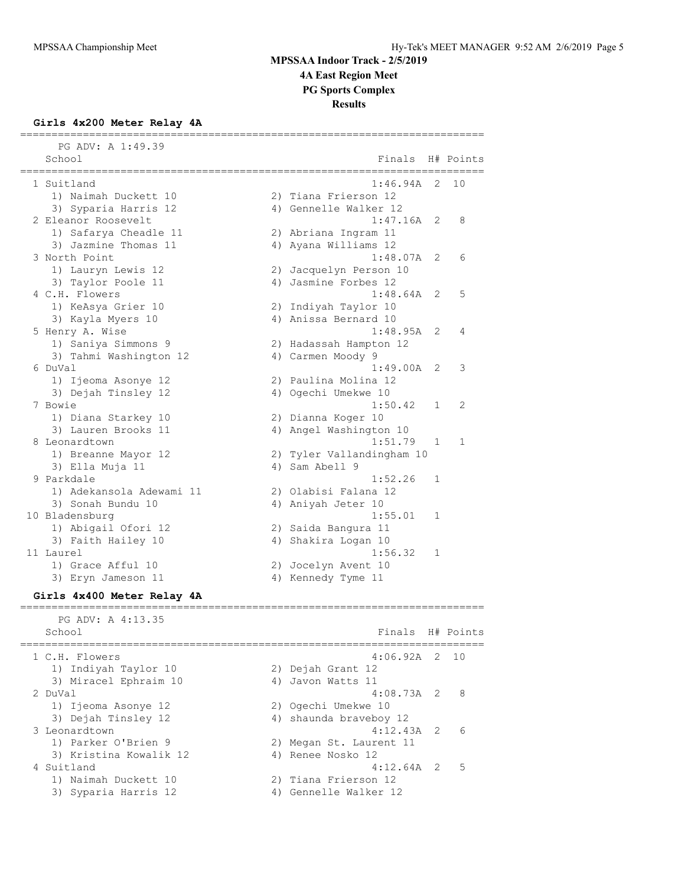# MPSSAA Indoor Track - 2/5/2019
## 4A East Region Meet
## PG Sports Complex
## Results

### Girls 4x200 Meter Relay 4A

PG ADV: A 1:49.39

| Place | School | Finals | H# | Points |
|---|---|---|---|---|
| 1 | Suitland | 1:46.94A | 2 | 10 |
| | 1) Naimah Duckett 10, 2) Tiana Frierson 12, 3) Syparia Harris 12, 4) Gennelle Walker 12 | | | |
| 2 | Eleanor Roosevelt | 1:47.16A | 2 | 8 |
| | 1) Safarya Cheadle 11, 2) Abriana Ingram 11, 3) Jazmine Thomas 11, 4) Ayana Williams 12 | | | |
| 3 | North Point | 1:48.07A | 2 | 6 |
| | 1) Lauryn Lewis 12, 2) Jacquelyn Person 10, 3) Taylor Poole 11, 4) Jasmine Forbes 12 | | | |
| 4 | C.H. Flowers | 1:48.64A | 2 | 5 |
| | 1) KeAsya Grier 10, 2) Indiyah Taylor 10, 3) Kayla Myers 10, 4) Anissa Bernard 10 | | | |
| 5 | Henry A. Wise | 1:48.95A | 2 | 4 |
| | 1) Saniya Simmons 9, 2) Hadassah Hampton 12, 3) Tahmi Washington 12, 4) Carmen Moody 9 | | | |
| 6 | DuVal | 1:49.00A | 2 | 3 |
| | 1) Ijeoma Asonye 12, 2) Paulina Molina 12, 3) Dejah Tinsley 12, 4) Ogechi Umekwe 10 | | | |
| 7 | Bowie | 1:50.42 | 1 | 2 |
| | 1) Diana Starkey 10, 2) Dianna Koger 10, 3) Lauren Brooks 11, 4) Angel Washington 10 | | | |
| 8 | Leonardtown | 1:51.79 | 1 | 1 |
| | 1) Breanne Mayor 12, 2) Tyler Vallandingham 10, 3) Ella Muja 11, 4) Sam Abell 9 | | | |
| 9 | Parkdale | 1:52.26 | 1 | |
| | 1) Adekansola Adewami 11, 2) Olabisi Falana 12, 3) Sonah Bundu 10, 4) Aniyah Jeter 10 | | | |
| 10 | Bladensburg | 1:55.01 | 1 | |
| | 1) Abigail Ofori 12, 2) Saida Bangura 11, 3) Faith Hailey 10, 4) Shakira Logan 10 | | | |
| 11 | Laurel | 1:56.32 | 1 | |
| | 1) Grace Afful 10, 2) Jocelyn Avent 10, 3) Eryn Jameson 11, 4) Kennedy Tyme 11 | | | |

### Girls 4x400 Meter Relay 4A

PG ADV: A 4:13.35

| Place | School | Finals | H# | Points |
|---|---|---|---|---|
| 1 | C.H. Flowers | 4:06.92A | 2 | 10 |
| | 1) Indiyah Taylor 10, 2) Dejah Grant 12, 3) Miracel Ephraim 10, 4) Javon Watts 11 | | | |
| 2 | DuVal | 4:08.73A | 2 | 8 |
| | 1) Ijeoma Asonye 12, 2) Ogechi Umekwe 10, 3) Dejah Tinsley 12, 4) shaunda braveboy 12 | | | |
| 3 | Leonardtown | 4:12.43A | 2 | 6 |
| | 1) Parker O'Brien 9, 2) Megan St. Laurent 11, 3) Kristina Kowalik 12, 4) Renee Nosko 12 | | | |
| 4 | Suitland | 4:12.64A | 2 | 5 |
| | 1) Naimah Duckett 10, 2) Tiana Frierson 12, 3) Syparia Harris 12, 4) Gennelle Walker 12 | | | |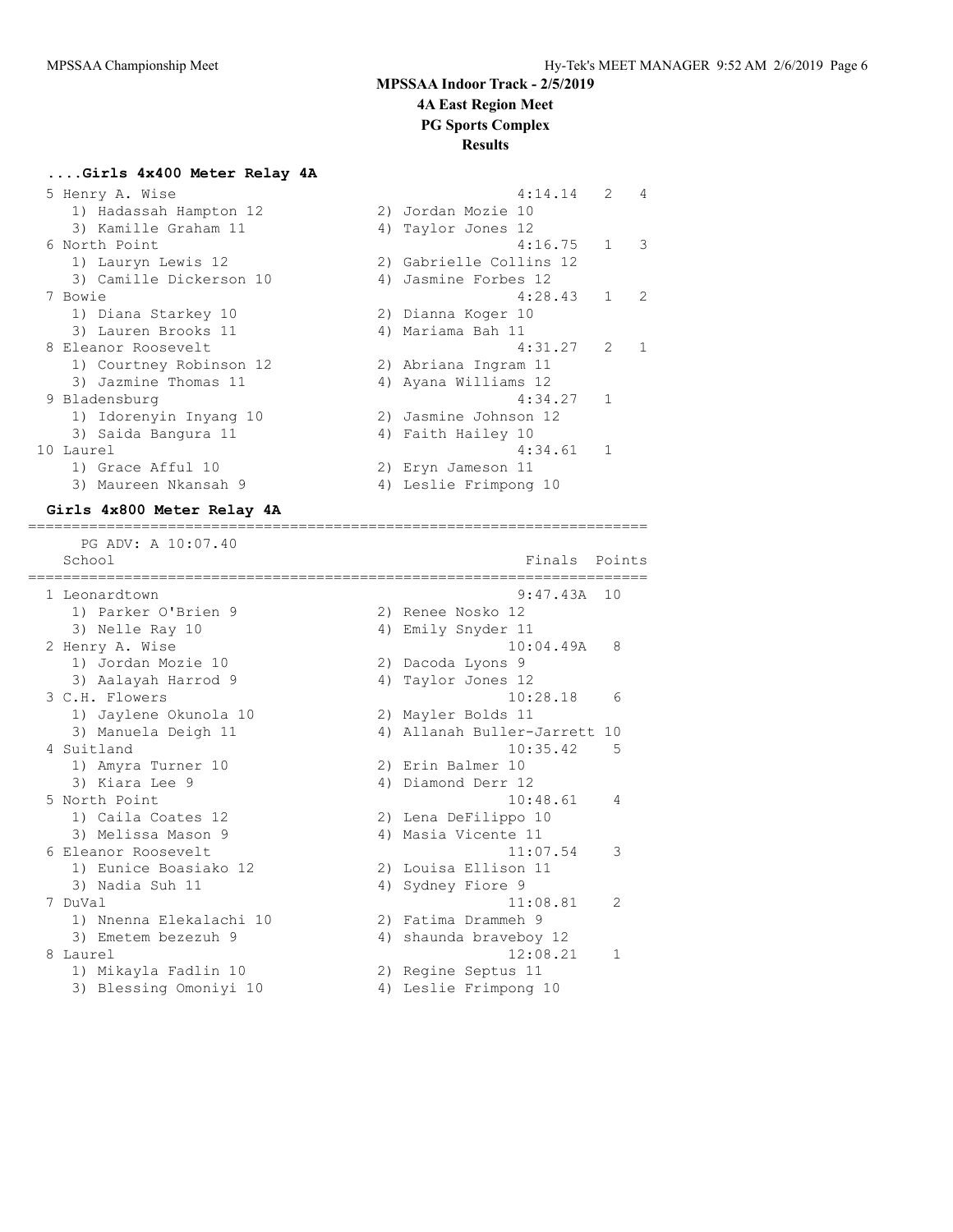## MPSSAA Indoor Track - 2/5/2019

### 4A East Region Meet

### PG Sports Complex

### Results

#### ....Girls 4x400 Meter Relay 4A

| Place | School | Finals | H# | Points |
|---|---|---|---|---|
| 5 | Henry A. Wise | 4:14.14 | 2 | 4 |
| | 1) Hadassah Hampton 12; 2) Jordan Mozie 10; 3) Kamille Graham 11; 4) Taylor Jones 12 | | | |
| 6 | North Point | 4:16.75 | 1 | 3 |
| | 1) Lauryn Lewis 12; 2) Gabrielle Collins 12; 3) Camille Dickerson 10; 4) Jasmine Forbes 12 | | | |
| 7 | Bowie | 4:28.43 | 1 | 2 |
| | 1) Diana Starkey 10; 2) Dianna Koger 10; 3) Lauren Brooks 11; 4) Mariama Bah 11 | | | |
| 8 | Eleanor Roosevelt | 4:31.27 | 2 | 1 |
| | 1) Courtney Robinson 12; 2) Abriana Ingram 11; 3) Jazmine Thomas 11; 4) Ayana Williams 12 | | | |
| 9 | Bladensburg | 4:34.27 | 1 | |
| | 1) Idorenyin Inyang 10; 2) Jasmine Johnson 12; 3) Saida Bangura 11; 4) Faith Hailey 10 | | | |
| 10 | Laurel | 4:34.61 | 1 | |
| | 1) Grace Afful 10; 2) Eryn Jameson 11; 3) Maureen Nkansah 9; 4) Leslie Frimpong 10 | | | |

#### Girls 4x800 Meter Relay 4A

PG ADV: A 10:07.40

| Place | School | Finals | Points |
|---|---|---|---|
| 1 | Leonardtown | 9:47.43A | 10 |
| | 1) Parker O'Brien 9; 2) Renee Nosko 12; 3) Nelle Ray 10; 4) Emily Snyder 11 | | |
| 2 | Henry A. Wise | 10:04.49A | 8 |
| | 1) Jordan Mozie 10; 2) Dacoda Lyons 9; 3) Aalayah Harrod 9; 4) Taylor Jones 12 | | |
| 3 | C.H. Flowers | 10:28.18 | 6 |
| | 1) Jaylene Okunola 10; 2) Mayler Bolds 11; 3) Manuela Deigh 11; 4) Allanah Buller-Jarrett 10 | | |
| 4 | Suitland | 10:35.42 | 5 |
| | 1) Amyra Turner 10; 2) Erin Balmer 10; 3) Kiara Lee 9; 4) Diamond Derr 12 | | |
| 5 | North Point | 10:48.61 | 4 |
| | 1) Caila Coates 12; 2) Lena DeFilippo 10; 3) Melissa Mason 9; 4) Masia Vicente 11 | | |
| 6 | Eleanor Roosevelt | 11:07.54 | 3 |
| | 1) Eunice Boasiako 12; 2) Louisa Ellison 11; 3) Nadia Suh 11; 4) Sydney Fiore 9 | | |
| 7 | DuVal | 11:08.81 | 2 |
| | 1) Nnenna Elekalachi 10; 2) Fatima Drammeh 9; 3) Emetem bezezuh 9; 4) shaunda braveboy 12 | | |
| 8 | Laurel | 12:08.21 | 1 |
| | 1) Mikayla Fadlin 10; 2) Regine Septus 11; 3) Blessing Omoniyi 10; 4) Leslie Frimpong 10 | | |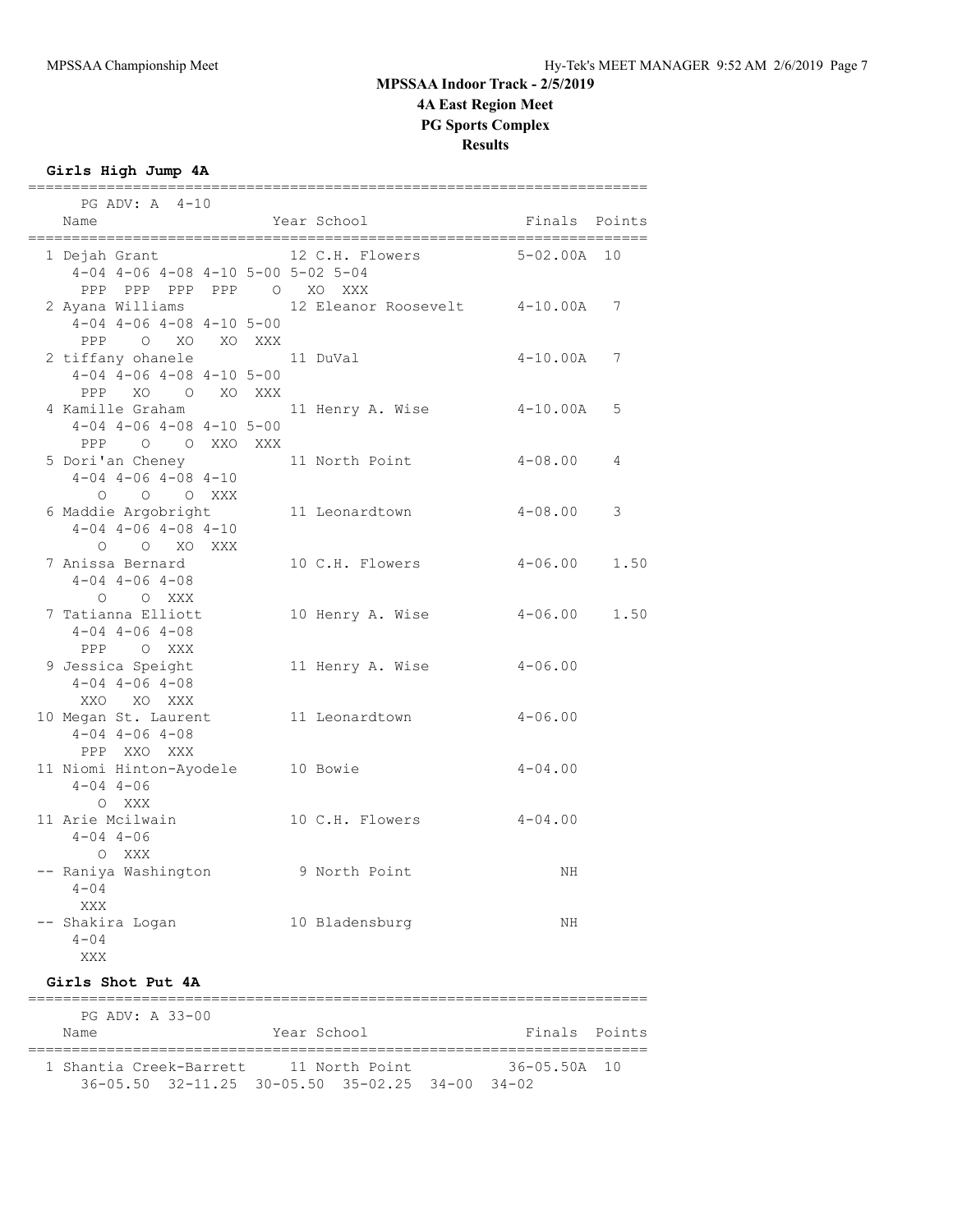# MPSSAA Indoor Track - 2/5/2019
## 4A East Region Meet
## PG Sports Complex
## Results

### Girls High Jump 4A

PG ADV: A 4-10

| Place | Name | Year | School | Finals | Points |
|---|---|---|---|---|---|
| 1 | Dejah Grant | 12 | C.H. Flowers | 5-02.00A | 10 |
| | 4-04 4-06 4-08 4-10 5-00 5-02 5-04 | | | | |
| | PPP PPP PPP PPP O XO XXX | | | | |
| 2 | Ayana Williams | 12 | Eleanor Roosevelt | 4-10.00A | 7 |
| | 4-04 4-06 4-08 4-10 5-00 | | | | |
| | PPP O XO XO XXX | | | | |
| 2 | tiffany ohanele | 11 | DuVal | 4-10.00A | 7 |
| | 4-04 4-06 4-08 4-10 5-00 | | | | |
| | PPP XO O XO XXX | | | | |
| 4 | Kamille Graham | 11 | Henry A. Wise | 4-10.00A | 5 |
| | 4-04 4-06 4-08 4-10 5-00 | | | | |
| | PPP O O XXO XXX | | | | |
| 5 | Dori'an Cheney | 11 | North Point | 4-08.00 | 4 |
| | 4-04 4-06 4-08 4-10 | | | | |
| | O O O XXX | | | | |
| 6 | Maddie Argobright | 11 | Leonardtown | 4-08.00 | 3 |
| | 4-04 4-06 4-08 4-10 | | | | |
| | O O XO XXX | | | | |
| 7 | Anissa Bernard | 10 | C.H. Flowers | 4-06.00 | 1.50 |
| | 4-04 4-06 4-08 | | | | |
| | O O XXX | | | | |
| 7 | Tatianna Elliott | 10 | Henry A. Wise | 4-06.00 | 1.50 |
| | 4-04 4-06 4-08 | | | | |
| | PPP O XXX | | | | |
| 9 | Jessica Speight | 11 | Henry A. Wise | 4-06.00 | |
| | 4-04 4-06 4-08 | | | | |
| | XXO XO XXX | | | | |
| 10 | Megan St. Laurent | 11 | Leonardtown | 4-06.00 | |
| | 4-04 4-06 4-08 | | | | |
| | PPP XXO XXX | | | | |
| 11 | Niomi Hinton-Ayodele | 10 | Bowie | 4-04.00 | |
| | 4-04 4-06 | | | | |
| | O XXX | | | | |
| 11 | Arie Mcilwain | 10 | C.H. Flowers | 4-04.00 | |
| | 4-04 4-06 | | | | |
| | O XXX | | | | |
| -- | Raniya Washington | 9 | North Point | NH | |
| | 4-04 | | | | |
| | XXX | | | | |
| -- | Shakira Logan | 10 | Bladensburg | NH | |
| | 4-04 | | | | |
| | XXX | | | | |

### Girls Shot Put 4A

PG ADV: A 33-00

| Place | Name | Year | School | Finals | Points |
|---|---|---|---|---|---|
| 1 | Shantia Creek-Barrett | 11 | North Point | 36-05.50A | 10 |
| | 36-05.50 32-11.25 30-05.50 35-02.25 34-00 34-02 | | | | |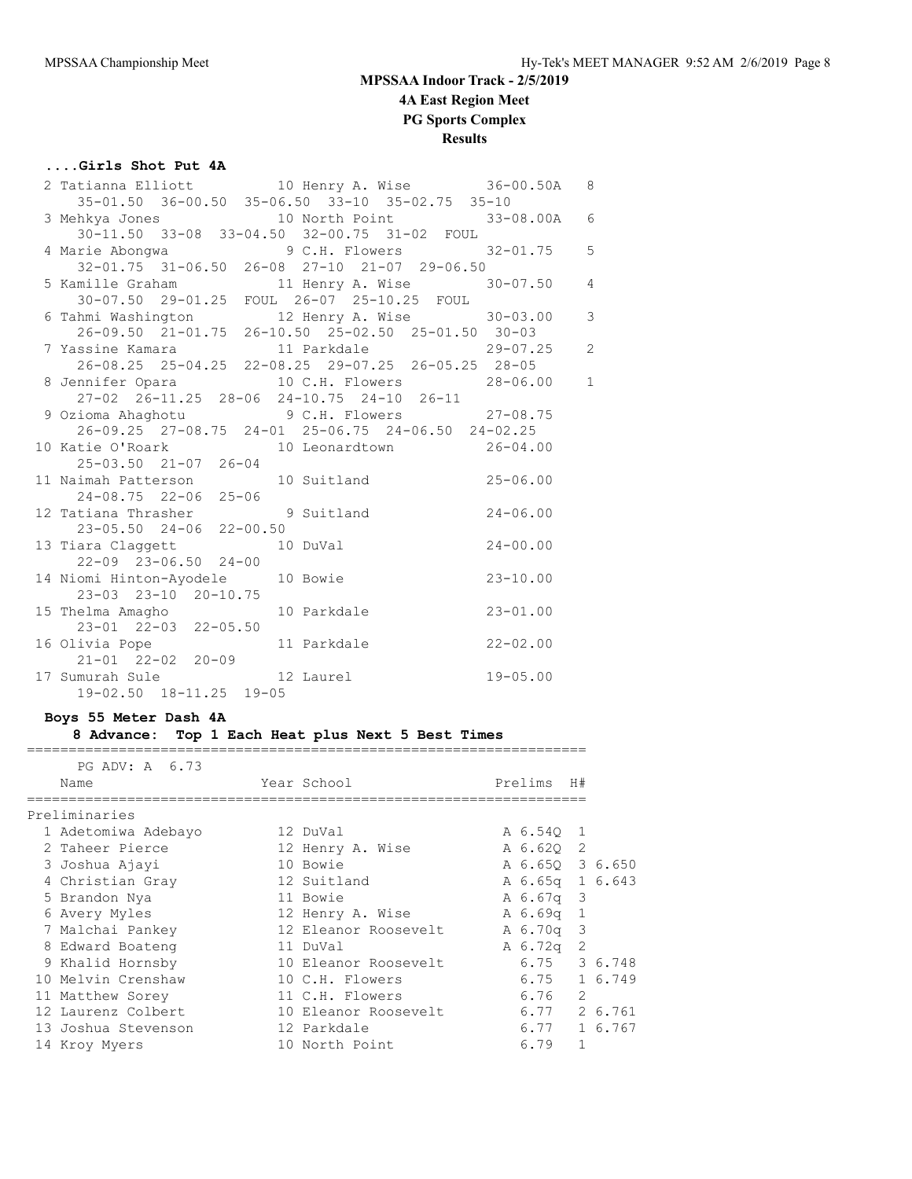# MPSSAA Indoor Track - 2/5/2019

## 4A East Region Meet

## PG Sports Complex

## Results

### ....Girls Shot Put 4A

| Place | Name | Year | School | Finals | Points |
|---|---|---|---|---|---|
| 2 | Tatianna Elliott | 10 | Henry A. Wise | 36-00.50A | 8 |
| | 35-01.50 36-00.50 35-06.50 33-10 35-02.75 35-10 | | | | |
| 3 | Mehkya Jones | 10 | North Point | 33-08.00A | 6 |
| | 30-11.50 33-08 33-04.50 32-00.75 31-02 FOUL | | | | |
| 4 | Marie Abongwa | 9 | C.H. Flowers | 32-01.75 | 5 |
| | 32-01.75 31-06.50 26-08 27-10 21-07 29-06.50 | | | | |
| 5 | Kamille Graham | 11 | Henry A. Wise | 30-07.50 | 4 |
| | 30-07.50 29-01.25 FOUL 26-07 25-10.25 FOUL | | | | |
| 6 | Tahmi Washington | 12 | Henry A. Wise | 30-03.00 | 3 |
| | 26-09.50 21-01.75 26-10.50 25-02.50 25-01.50 30-03 | | | | |
| 7 | Yassine Kamara | 11 | Parkdale | 29-07.25 | 2 |
| | 26-08.25 25-04.25 22-08.25 29-07.25 26-05.25 28-05 | | | | |
| 8 | Jennifer Opara | 10 | C.H. Flowers | 28-06.00 | 1 |
| | 27-02 26-11.25 28-06 24-10.75 24-10 26-11 | | | | |
| 9 | Ozioma Ahaghotu | 9 | C.H. Flowers | 27-08.75 | |
| | 26-09.25 27-08.75 24-01 25-06.75 24-06.50 24-02.25 | | | | |
| 10 | Katie O'Roark | 10 | Leonardtown | 26-04.00 | |
| | 25-03.50 21-07 26-04 | | | | |
| 11 | Naimah Patterson | 10 | Suitland | 25-06.00 | |
| | 24-08.75 22-06 25-06 | | | | |
| 12 | Tatiana Thrasher | 9 | Suitland | 24-06.00 | |
| | 23-05.50 24-06 22-00.50 | | | | |
| 13 | Tiara Claggett | 10 | DuVal | 24-00.00 | |
| | 22-09 23-06.50 24-00 | | | | |
| 14 | Niomi Hinton-Ayodele | 10 | Bowie | 23-10.00 | |
| | 23-03 23-10 20-10.75 | | | | |
| 15 | Thelma Amagho | 10 | Parkdale | 23-01.00 | |
| | 23-01 22-03 22-05.50 | | | | |
| 16 | Olivia Pope | 11 | Parkdale | 22-02.00 | |
| | 21-01 22-02 20-09 | | | | |
| 17 | Sumurah Sule | 12 | Laurel | 19-05.00 | |
| | 19-02.50 18-11.25 19-05 | | | | |

### Boys 55 Meter Dash 4A

**8 Advance: Top 1 Each Heat plus Next 5 Best Times**

PG ADV: A 6.73

**Preliminaries**

| Place | Name | Year | School | Prelims | H# | |
|---|---|---|---|---|---|---|
| 1 | Adetomiwa Adebayo | 12 | DuVal | A 6.54Q | 1 | |
| 2 | Taheer Pierce | 12 | Henry A. Wise | A 6.62Q | 2 | |
| 3 | Joshua Ajayi | 10 | Bowie | A 6.65Q | 3 | 6.650 |
| 4 | Christian Gray | 12 | Suitland | A 6.65q | 1 | 6.643 |
| 5 | Brandon Nya | 11 | Bowie | A 6.67q | 3 | |
| 6 | Avery Myles | 12 | Henry A. Wise | A 6.69q | 1 | |
| 7 | Malchai Pankey | 12 | Eleanor Roosevelt | A 6.70q | 3 | |
| 8 | Edward Boateng | 11 | DuVal | A 6.72q | 2 | |
| 9 | Khalid Hornsby | 10 | Eleanor Roosevelt | 6.75 | 3 | 6.748 |
| 10 | Melvin Crenshaw | 10 | C.H. Flowers | 6.75 | 1 | 6.749 |
| 11 | Matthew Sorey | 11 | C.H. Flowers | 6.76 | 2 | |
| 12 | Laurenz Colbert | 10 | Eleanor Roosevelt | 6.77 | 2 | 6.761 |
| 13 | Joshua Stevenson | 12 | Parkdale | 6.77 | 1 | 6.767 |
| 14 | Kroy Myers | 10 | North Point | 6.79 | 1 | |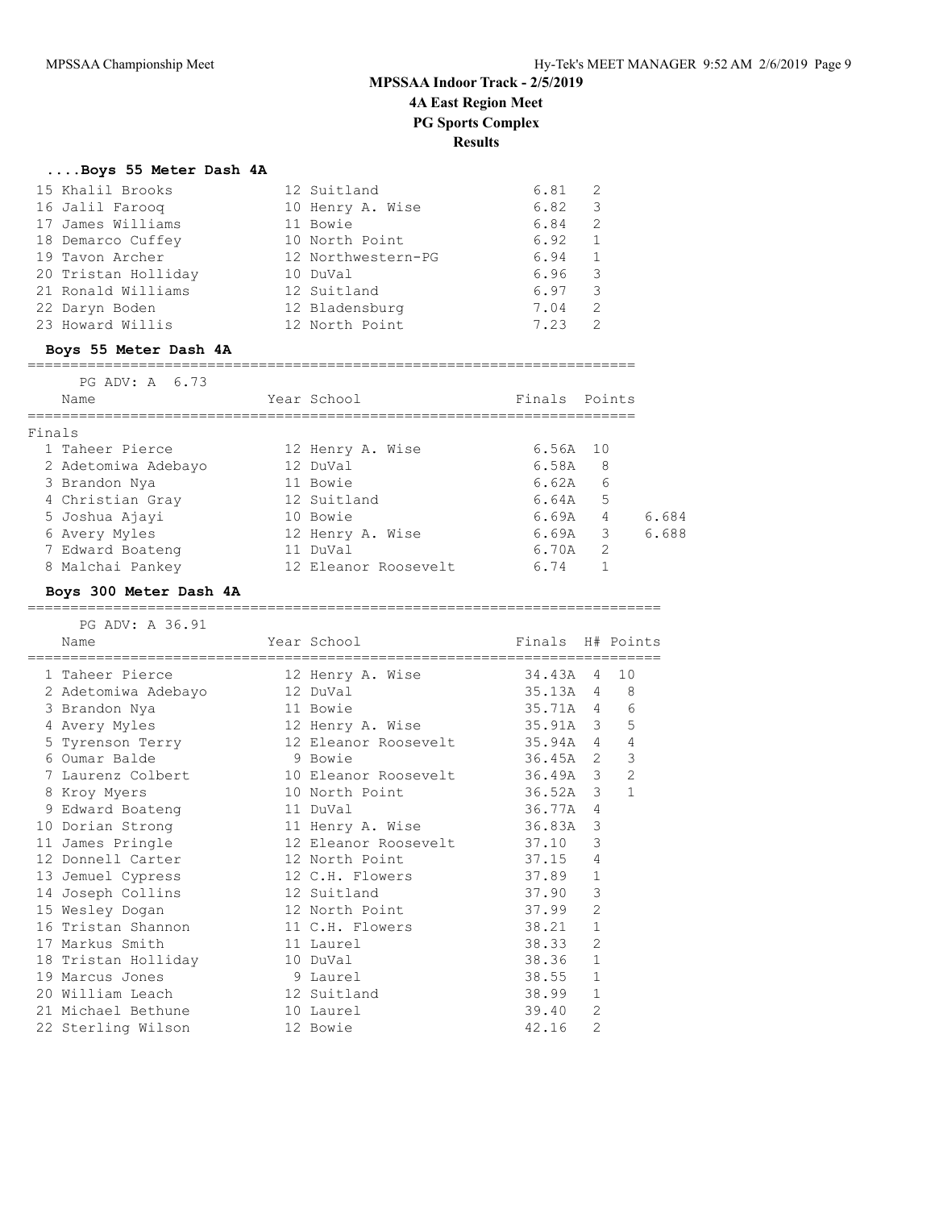## MPSSAA Indoor Track - 2/5/2019

### 4A East Region Meet

### PG Sports Complex

### Results

#### ....Boys 55 Meter Dash 4A

| Place | Name | Year | School | Finals | H# |
|---|---|---|---|---|---|
| 15 | Khalil Brooks | 12 | Suitland | 6.81 | 2 |
| 16 | Jalil Farooq | 10 | Henry A. Wise | 6.82 | 3 |
| 17 | James Williams | 11 | Bowie | 6.84 | 2 |
| 18 | Demarco Cuffey | 10 | North Point | 6.92 | 1 |
| 19 | Tavon Archer | 12 | Northwestern-PG | 6.94 | 1 |
| 20 | Tristan Holliday | 10 | DuVal | 6.96 | 3 |
| 21 | Ronald Williams | 12 | Suitland | 6.97 | 3 |
| 22 | Daryn Boden | 12 | Bladensburg | 7.04 | 2 |
| 23 | Howard Willis | 12 | North Point | 7.23 | 2 |

#### Boys 55 Meter Dash 4A

PG ADV: A 6.73

Finals

| Place | Name | Year | School | Finals | Points | |
|---|---|---|---|---|---|---|
| 1 | Taheer Pierce | 12 | Henry A. Wise | 6.56A | 10 | |
| 2 | Adetomiwa Adebayo | 12 | DuVal | 6.58A | 8 | |
| 3 | Brandon Nya | 11 | Bowie | 6.62A | 6 | |
| 4 | Christian Gray | 12 | Suitland | 6.64A | 5 | |
| 5 | Joshua Ajayi | 10 | Bowie | 6.69A | 4 | 6.684 |
| 6 | Avery Myles | 12 | Henry A. Wise | 6.69A | 3 | 6.688 |
| 7 | Edward Boateng | 11 | DuVal | 6.70A | 2 | |
| 8 | Malchai Pankey | 12 | Eleanor Roosevelt | 6.74 | 1 | |

#### Boys 300 Meter Dash 4A

PG ADV: A 36.91

| Place | Name | Year | School | Finals | H# | Points |
|---|---|---|---|---|---|---|
| 1 | Taheer Pierce | 12 | Henry A. Wise | 34.43A | 4 | 10 |
| 2 | Adetomiwa Adebayo | 12 | DuVal | 35.13A | 4 | 8 |
| 3 | Brandon Nya | 11 | Bowie | 35.71A | 4 | 6 |
| 4 | Avery Myles | 12 | Henry A. Wise | 35.91A | 3 | 5 |
| 5 | Tyrenson Terry | 12 | Eleanor Roosevelt | 35.94A | 4 | 4 |
| 6 | Oumar Balde | 9 | Bowie | 36.45A | 2 | 3 |
| 7 | Laurenz Colbert | 10 | Eleanor Roosevelt | 36.49A | 3 | 2 |
| 8 | Kroy Myers | 10 | North Point | 36.52A | 3 | 1 |
| 9 | Edward Boateng | 11 | DuVal | 36.77A | 4 | |
| 10 | Dorian Strong | 11 | Henry A. Wise | 36.83A | 3 | |
| 11 | James Pringle | 12 | Eleanor Roosevelt | 37.10 | 3 | |
| 12 | Donnell Carter | 12 | North Point | 37.15 | 4 | |
| 13 | Jemuel Cypress | 12 | C.H. Flowers | 37.89 | 1 | |
| 14 | Joseph Collins | 12 | Suitland | 37.90 | 3 | |
| 15 | Wesley Dogan | 12 | North Point | 37.99 | 2 | |
| 16 | Tristan Shannon | 11 | C.H. Flowers | 38.21 | 1 | |
| 17 | Markus Smith | 11 | Laurel | 38.33 | 2 | |
| 18 | Tristan Holliday | 10 | DuVal | 38.36 | 1 | |
| 19 | Marcus Jones | 9 | Laurel | 38.55 | 1 | |
| 20 | William Leach | 12 | Suitland | 38.99 | 1 | |
| 21 | Michael Bethune | 10 | Laurel | 39.40 | 2 | |
| 22 | Sterling Wilson | 12 | Bowie | 42.16 | 2 | |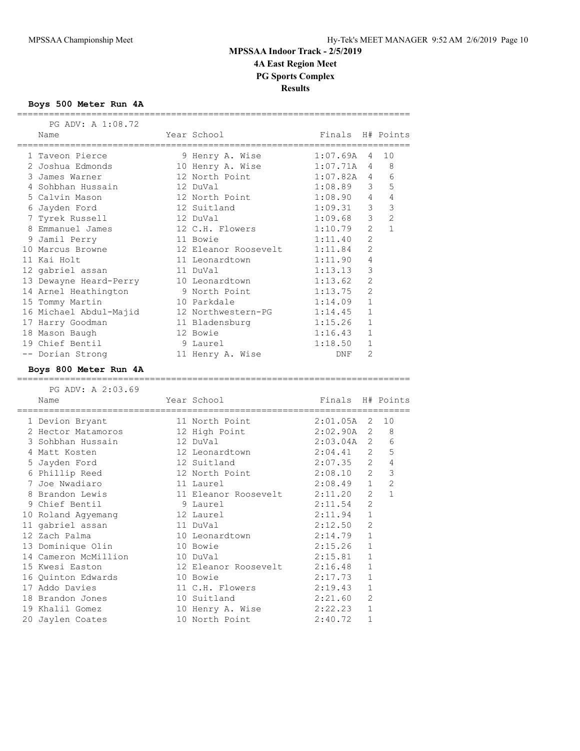# MPSSAA Indoor Track - 2/5/2019

## 4A East Region Meet

## PG Sports Complex

## Results

### Boys 500 Meter Run 4A

PG ADV: A 1:08.72

| Place | Name | Year | School | Finals | H# | Points |
|---|---|---|---|---|---|---|
| 1 | Taveon Pierce | 9 | Henry A. Wise | 1:07.69A | 4 | 10 |
| 2 | Joshua Edmonds | 10 | Henry A. Wise | 1:07.71A | 4 | 8 |
| 3 | James Warner | 12 | North Point | 1:07.82A | 4 | 6 |
| 4 | Sohbhan Hussain | 12 | DuVal | 1:08.89 | 3 | 5 |
| 5 | Calvin Mason | 12 | North Point | 1:08.90 | 4 | 4 |
| 6 | Jayden Ford | 12 | Suitland | 1:09.31 | 3 | 3 |
| 7 | Tyrek Russell | 12 | DuVal | 1:09.68 | 3 | 2 |
| 8 | Emmanuel James | 12 | C.H. Flowers | 1:10.79 | 2 | 1 |
| 9 | Jamil Perry | 11 | Bowie | 1:11.40 | 2 | |
| 10 | Marcus Browne | 12 | Eleanor Roosevelt | 1:11.84 | 2 | |
| 11 | Kai Holt | 11 | Leonardtown | 1:11.90 | 4 | |
| 12 | gabriel assan | 11 | DuVal | 1:13.13 | 3 | |
| 13 | Dewayne Heard-Perry | 10 | Leonardtown | 1:13.62 | 2 | |
| 14 | Arnel Heathington | 9 | North Point | 1:13.75 | 2 | |
| 15 | Tommy Martin | 10 | Parkdale | 1:14.09 | 1 | |
| 16 | Michael Abdul-Majid | 12 | Northwestern-PG | 1:14.45 | 1 | |
| 17 | Harry Goodman | 11 | Bladensburg | 1:15.26 | 1 | |
| 18 | Mason Baugh | 12 | Bowie | 1:16.43 | 1 | |
| 19 | Chief Bentil | 9 | Laurel | 1:18.50 | 1 | |
| -- | Dorian Strong | 11 | Henry A. Wise | DNF | 2 | |

### Boys 800 Meter Run 4A

PG ADV: A 2:03.69

| Place | Name | Year | School | Finals | H# | Points |
|---|---|---|---|---|---|---|
| 1 | Devion Bryant | 11 | North Point | 2:01.05A | 2 | 10 |
| 2 | Hector Matamoros | 12 | High Point | 2:02.90A | 2 | 8 |
| 3 | Sohbhan Hussain | 12 | DuVal | 2:03.04A | 2 | 6 |
| 4 | Matt Kosten | 12 | Leonardtown | 2:04.41 | 2 | 5 |
| 5 | Jayden Ford | 12 | Suitland | 2:07.35 | 2 | 4 |
| 6 | Phillip Reed | 12 | North Point | 2:08.10 | 2 | 3 |
| 7 | Joe Nwadiaro | 11 | Laurel | 2:08.49 | 1 | 2 |
| 8 | Brandon Lewis | 11 | Eleanor Roosevelt | 2:11.20 | 2 | 1 |
| 9 | Chief Bentil | 9 | Laurel | 2:11.54 | 2 | |
| 10 | Roland Agyemang | 12 | Laurel | 2:11.94 | 1 | |
| 11 | gabriel assan | 11 | DuVal | 2:12.50 | 2 | |
| 12 | Zach Palma | 10 | Leonardtown | 2:14.79 | 1 | |
| 13 | Dominique Olin | 10 | Bowie | 2:15.26 | 1 | |
| 14 | Cameron McMillion | 10 | DuVal | 2:15.81 | 1 | |
| 15 | Kwesi Easton | 12 | Eleanor Roosevelt | 2:16.48 | 1 | |
| 16 | Quinton Edwards | 10 | Bowie | 2:17.73 | 1 | |
| 17 | Addo Davies | 11 | C.H. Flowers | 2:19.43 | 1 | |
| 18 | Brandon Jones | 10 | Suitland | 2:21.60 | 2 | |
| 19 | Khalil Gomez | 10 | Henry A. Wise | 2:22.23 | 1 | |
| 20 | Jaylen Coates | 10 | North Point | 2:40.72 | 1 | |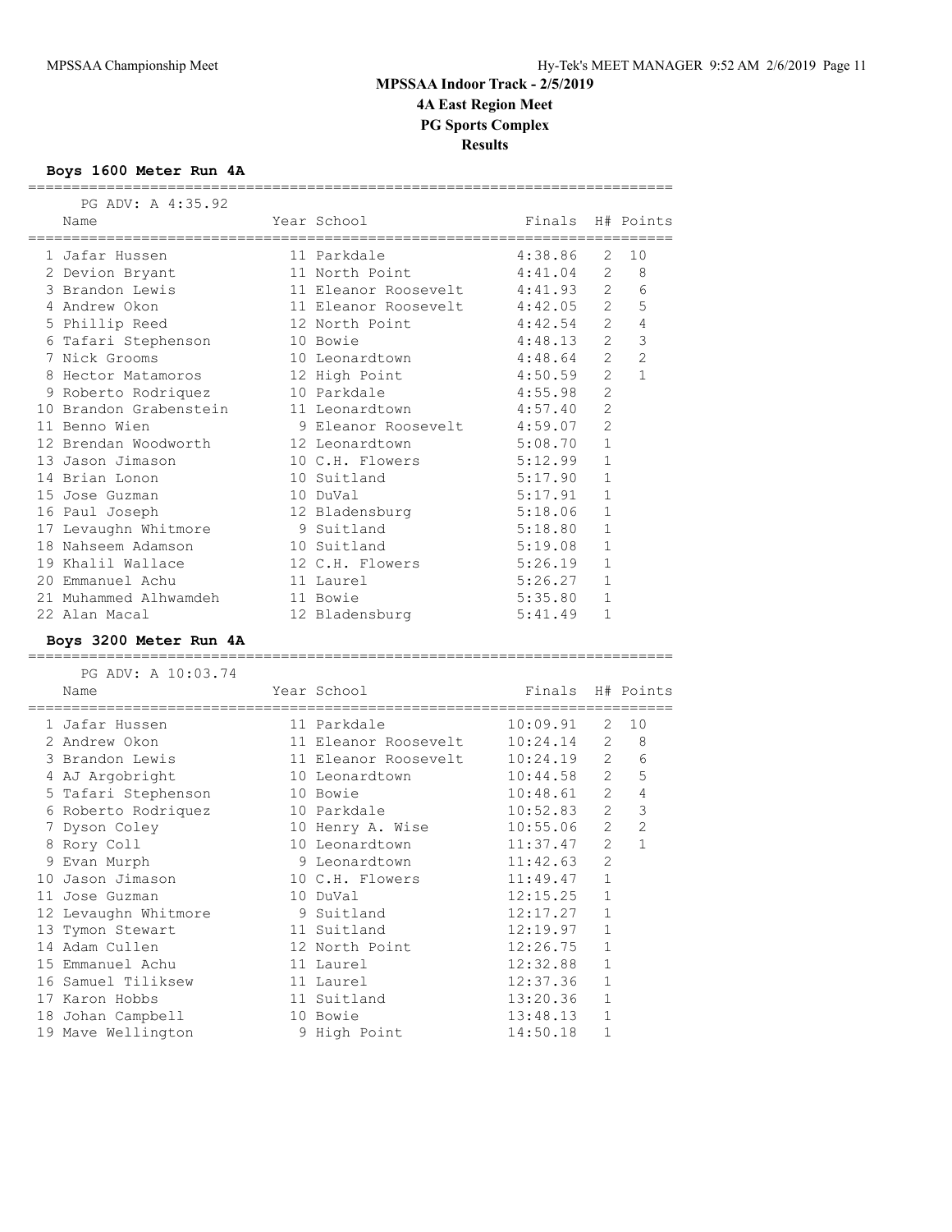# MPSSAA Indoor Track - 2/5/2019
## 4A East Region Meet
## PG Sports Complex
## Results

### Boys 1600 Meter Run 4A

PG ADV: A 4:35.92

| | Name | Year | School | Finals | H# | Points |
|---|---|---|---|---|---|---|
| 1 | Jafar Hussen | 11 | Parkdale | 4:38.86 | 2 | 10 |
| 2 | Devion Bryant | 11 | North Point | 4:41.04 | 2 | 8 |
| 3 | Brandon Lewis | 11 | Eleanor Roosevelt | 4:41.93 | 2 | 6 |
| 4 | Andrew Okon | 11 | Eleanor Roosevelt | 4:42.05 | 2 | 5 |
| 5 | Phillip Reed | 12 | North Point | 4:42.54 | 2 | 4 |
| 6 | Tafari Stephenson | 10 | Bowie | 4:48.13 | 2 | 3 |
| 7 | Nick Grooms | 10 | Leonardtown | 4:48.64 | 2 | 2 |
| 8 | Hector Matamoros | 12 | High Point | 4:50.59 | 2 | 1 |
| 9 | Roberto Rodriquez | 10 | Parkdale | 4:55.98 | 2 | |
| 10 | Brandon Grabenstein | 11 | Leonardtown | 4:57.40 | 2 | |
| 11 | Benno Wien | 9 | Eleanor Roosevelt | 4:59.07 | 2 | |
| 12 | Brendan Woodworth | 12 | Leonardtown | 5:08.70 | 1 | |
| 13 | Jason Jimason | 10 | C.H. Flowers | 5:12.99 | 1 | |
| 14 | Brian Lonon | 10 | Suitland | 5:17.90 | 1 | |
| 15 | Jose Guzman | 10 | DuVal | 5:17.91 | 1 | |
| 16 | Paul Joseph | 12 | Bladensburg | 5:18.06 | 1 | |
| 17 | Levaughn Whitmore | 9 | Suitland | 5:18.80 | 1 | |
| 18 | Nahseem Adamson | 10 | Suitland | 5:19.08 | 1 | |
| 19 | Khalil Wallace | 12 | C.H. Flowers | 5:26.19 | 1 | |
| 20 | Emmanuel Achu | 11 | Laurel | 5:26.27 | 1 | |
| 21 | Muhammed Alhwamdeh | 11 | Bowie | 5:35.80 | 1 | |
| 22 | Alan Macal | 12 | Bladensburg | 5:41.49 | 1 | |

### Boys 3200 Meter Run 4A

PG ADV: A 10:03.74

| | Name | Year | School | Finals | H# | Points |
|---|---|---|---|---|---|---|
| 1 | Jafar Hussen | 11 | Parkdale | 10:09.91 | 2 | 10 |
| 2 | Andrew Okon | 11 | Eleanor Roosevelt | 10:24.14 | 2 | 8 |
| 3 | Brandon Lewis | 11 | Eleanor Roosevelt | 10:24.19 | 2 | 6 |
| 4 | AJ Argobright | 10 | Leonardtown | 10:44.58 | 2 | 5 |
| 5 | Tafari Stephenson | 10 | Bowie | 10:48.61 | 2 | 4 |
| 6 | Roberto Rodriquez | 10 | Parkdale | 10:52.83 | 2 | 3 |
| 7 | Dyson Coley | 10 | Henry A. Wise | 10:55.06 | 2 | 2 |
| 8 | Rory Coll | 10 | Leonardtown | 11:37.47 | 2 | 1 |
| 9 | Evan Murph | 9 | Leonardtown | 11:42.63 | 2 | |
| 10 | Jason Jimason | 10 | C.H. Flowers | 11:49.47 | 1 | |
| 11 | Jose Guzman | 10 | DuVal | 12:15.25 | 1 | |
| 12 | Levaughn Whitmore | 9 | Suitland | 12:17.27 | 1 | |
| 13 | Tymon Stewart | 11 | Suitland | 12:19.97 | 1 | |
| 14 | Adam Cullen | 12 | North Point | 12:26.75 | 1 | |
| 15 | Emmanuel Achu | 11 | Laurel | 12:32.88 | 1 | |
| 16 | Samuel Tiliksew | 11 | Laurel | 12:37.36 | 1 | |
| 17 | Karon Hobbs | 11 | Suitland | 13:20.36 | 1 | |
| 18 | Johan Campbell | 10 | Bowie | 13:48.13 | 1 | |
| 19 | Mave Wellington | 9 | High Point | 14:50.18 | 1 | |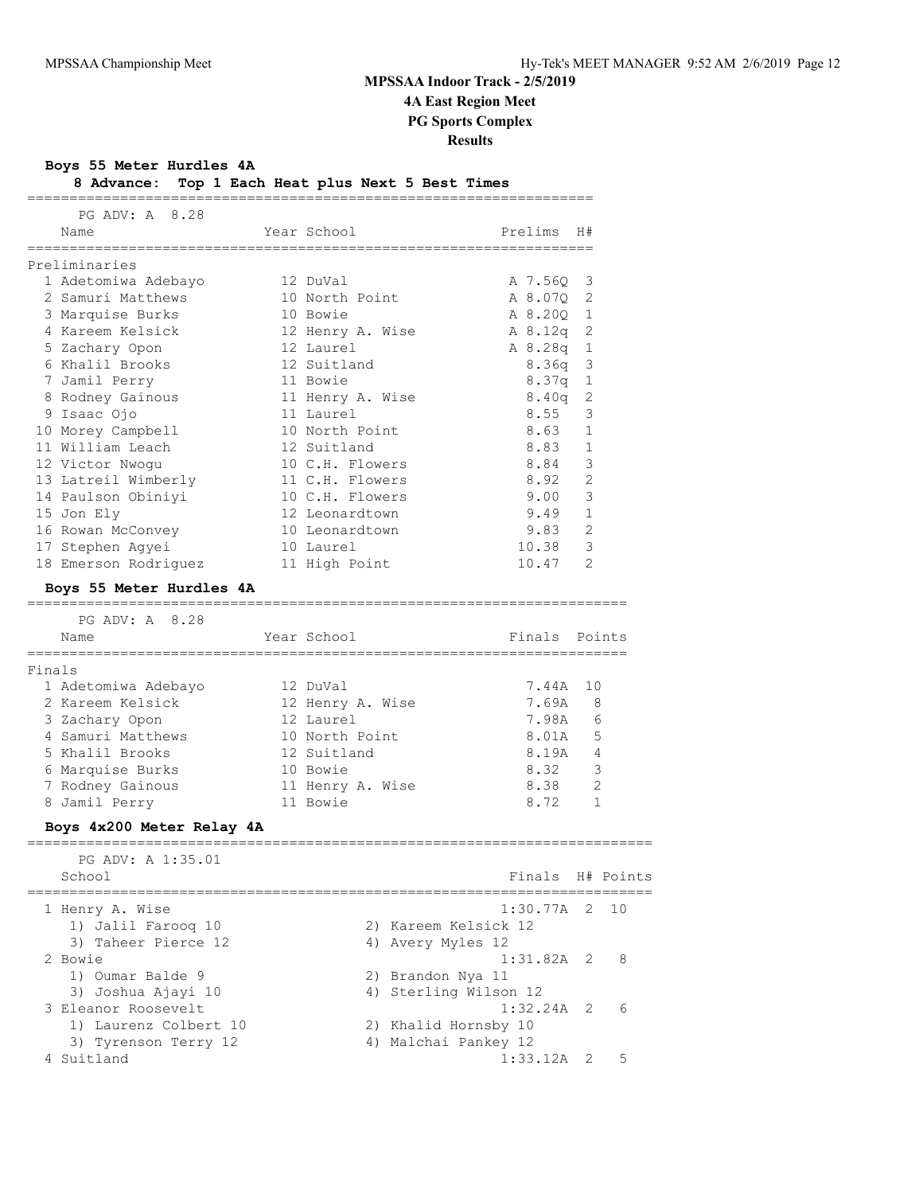# MPSSAA Indoor Track - 2/5/2019

## 4A East Region Meet

## PG Sports Complex

## Results

### Boys 55 Meter Hurdles 4A

**8 Advance: Top 1 Each Heat plus Next 5 Best Times**

PG ADV: A 8.28

**Preliminaries**

| | Name | Year | School | Prelims | H# |
|---|---|---|---|---|---|
| 1 | Adetomiwa Adebayo | 12 | DuVal | A 7.56Q | 3 |
| 2 | Samuri Matthews | 10 | North Point | A 8.07Q | 2 |
| 3 | Marquise Burks | 10 | Bowie | A 8.20Q | 1 |
| 4 | Kareem Kelsick | 12 | Henry A. Wise | A 8.12q | 2 |
| 5 | Zachary Opon | 12 | Laurel | A 8.28q | 1 |
| 6 | Khalil Brooks | 12 | Suitland | 8.36q | 3 |
| 7 | Jamil Perry | 11 | Bowie | 8.37q | 1 |
| 8 | Rodney Gainous | 11 | Henry A. Wise | 8.40q | 2 |
| 9 | Isaac Ojo | 11 | Laurel | 8.55 | 3 |
| 10 | Morey Campbell | 10 | North Point | 8.63 | 1 |
| 11 | William Leach | 12 | Suitland | 8.83 | 1 |
| 12 | Victor Nwogu | 10 | C.H. Flowers | 8.84 | 3 |
| 13 | Latreil Wimberly | 11 | C.H. Flowers | 8.92 | 2 |
| 14 | Paulson Obiniyi | 10 | C.H. Flowers | 9.00 | 3 |
| 15 | Jon Ely | 12 | Leonardtown | 9.49 | 1 |
| 16 | Rowan McConvey | 10 | Leonardtown | 9.83 | 2 |
| 17 | Stephen Agyei | 10 | Laurel | 10.38 | 3 |
| 18 | Emerson Rodriguez | 11 | High Point | 10.47 | 2 |

### Boys 55 Meter Hurdles 4A

PG ADV: A 8.28

**Finals**

| | Name | Year | School | Finals | Points |
|---|---|---|---|---|---|
| 1 | Adetomiwa Adebayo | 12 | DuVal | 7.44A | 10 |
| 2 | Kareem Kelsick | 12 | Henry A. Wise | 7.69A | 8 |
| 3 | Zachary Opon | 12 | Laurel | 7.98A | 6 |
| 4 | Samuri Matthews | 10 | North Point | 8.01A | 5 |
| 5 | Khalil Brooks | 12 | Suitland | 8.19A | 4 |
| 6 | Marquise Burks | 10 | Bowie | 8.32 | 3 |
| 7 | Rodney Gainous | 11 | Henry A. Wise | 8.38 | 2 |
| 8 | Jamil Perry | 11 | Bowie | 8.72 | 1 |

### Boys 4x200 Meter Relay 4A

PG ADV: A 1:35.01

| | School | Finals | H# | Points |
|---|---|---|---|---|
| 1 | Henry A. Wise | 1:30.77A | 2 | 10 |
| | 1) Jalil Farooq 10; 2) Kareem Kelsick 12; 3) Taheer Pierce 12; 4) Avery Myles 12 | | | |
| 2 | Bowie | 1:31.82A | 2 | 8 |
| | 1) Oumar Balde 9; 2) Brandon Nya 11; 3) Joshua Ajayi 10; 4) Sterling Wilson 12 | | | |
| 3 | Eleanor Roosevelt | 1:32.24A | 2 | 6 |
| | 1) Laurenz Colbert 10; 2) Khalid Hornsby 10; 3) Tyrenson Terry 12; 4) Malchai Pankey 12 | | | |
| 4 | Suitland | 1:33.12A | 2 | 5 |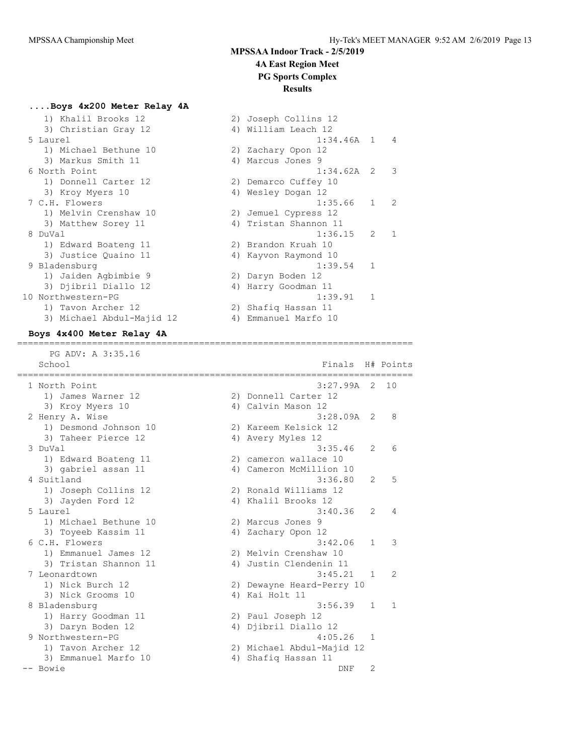# MPSSAA Indoor Track - 2/5/2019
## 4A East Region Meet
## PG Sports Complex
## Results

### ....Boys 4x200 Meter Relay 4A

| Place | School | Finals | H# | Points |
|---|---|---|---|---|
| | 1) Khalil Brooks 12, 2) Joseph Collins 12, 3) Christian Gray 12, 4) William Leach 12 | | | |
| 5 | Laurel | 1:34.46A | 1 | 4 |
| | 1) Michael Bethune 10, 2) Zachary Opon 12, 3) Markus Smith 11, 4) Marcus Jones 9 | | | |
| 6 | North Point | 1:34.62A | 2 | 3 |
| | 1) Donnell Carter 12, 2) Demarco Cuffey 10, 3) Kroy Myers 10, 4) Wesley Dogan 12 | | | |
| 7 | C.H. Flowers | 1:35.66 | 1 | 2 |
| | 1) Melvin Crenshaw 10, 2) Jemuel Cypress 12, 3) Matthew Sorey 11, 4) Tristan Shannon 11 | | | |
| 8 | DuVal | 1:36.15 | 2 | 1 |
| | 1) Edward Boateng 11, 2) Brandon Kruah 10, 3) Justice Quaino 11, 4) Kayvon Raymond 10 | | | |
| 9 | Bladensburg | 1:39.54 | 1 | |
| | 1) Jaiden Agbimbie 9, 2) Daryn Boden 12, 3) Djibril Diallo 12, 4) Harry Goodman 11 | | | |
| 10 | Northwestern-PG | 1:39.91 | 1 | |
| | 1) Tavon Archer 12, 2) Shafiq Hassan 11, 3) Michael Abdul-Majid 12, 4) Emmanuel Marfo 10 | | | |

### Boys 4x400 Meter Relay 4A

PG ADV: A 3:35.16

| Place | School | Finals | H# | Points |
|---|---|---|---|---|
| 1 | North Point | 3:27.99A | 2 | 10 |
| | 1) James Warner 12, 2) Donnell Carter 12, 3) Kroy Myers 10, 4) Calvin Mason 12 | | | |
| 2 | Henry A. Wise | 3:28.09A | 2 | 8 |
| | 1) Desmond Johnson 10, 2) Kareem Kelsick 12, 3) Taheer Pierce 12, 4) Avery Myles 12 | | | |
| 3 | DuVal | 3:35.46 | 2 | 6 |
| | 1) Edward Boateng 11, 2) cameron wallace 10, 3) gabriel assan 11, 4) Cameron McMillion 10 | | | |
| 4 | Suitland | 3:36.80 | 2 | 5 |
| | 1) Joseph Collins 12, 2) Ronald Williams 12, 3) Jayden Ford 12, 4) Khalil Brooks 12 | | | |
| 5 | Laurel | 3:40.36 | 2 | 4 |
| | 1) Michael Bethune 10, 2) Marcus Jones 9, 3) Toyeeb Kassim 11, 4) Zachary Opon 12 | | | |
| 6 | C.H. Flowers | 3:42.06 | 1 | 3 |
| | 1) Emmanuel James 12, 2) Melvin Crenshaw 10, 3) Tristan Shannon 11, 4) Justin Clendenin 11 | | | |
| 7 | Leonardtown | 3:45.21 | 1 | 2 |
| | 1) Nick Burch 12, 2) Dewayne Heard-Perry 10, 3) Nick Grooms 10, 4) Kai Holt 11 | | | |
| 8 | Bladensburg | 3:56.39 | 1 | 1 |
| | 1) Harry Goodman 11, 2) Paul Joseph 12, 3) Daryn Boden 12, 4) Djibril Diallo 12 | | | |
| 9 | Northwestern-PG | 4:05.26 | 1 | |
| | 1) Tavon Archer 12, 2) Michael Abdul-Majid 12, 3) Emmanuel Marfo 10, 4) Shafiq Hassan 11 | | | |
| -- | Bowie | DNF | 2 | |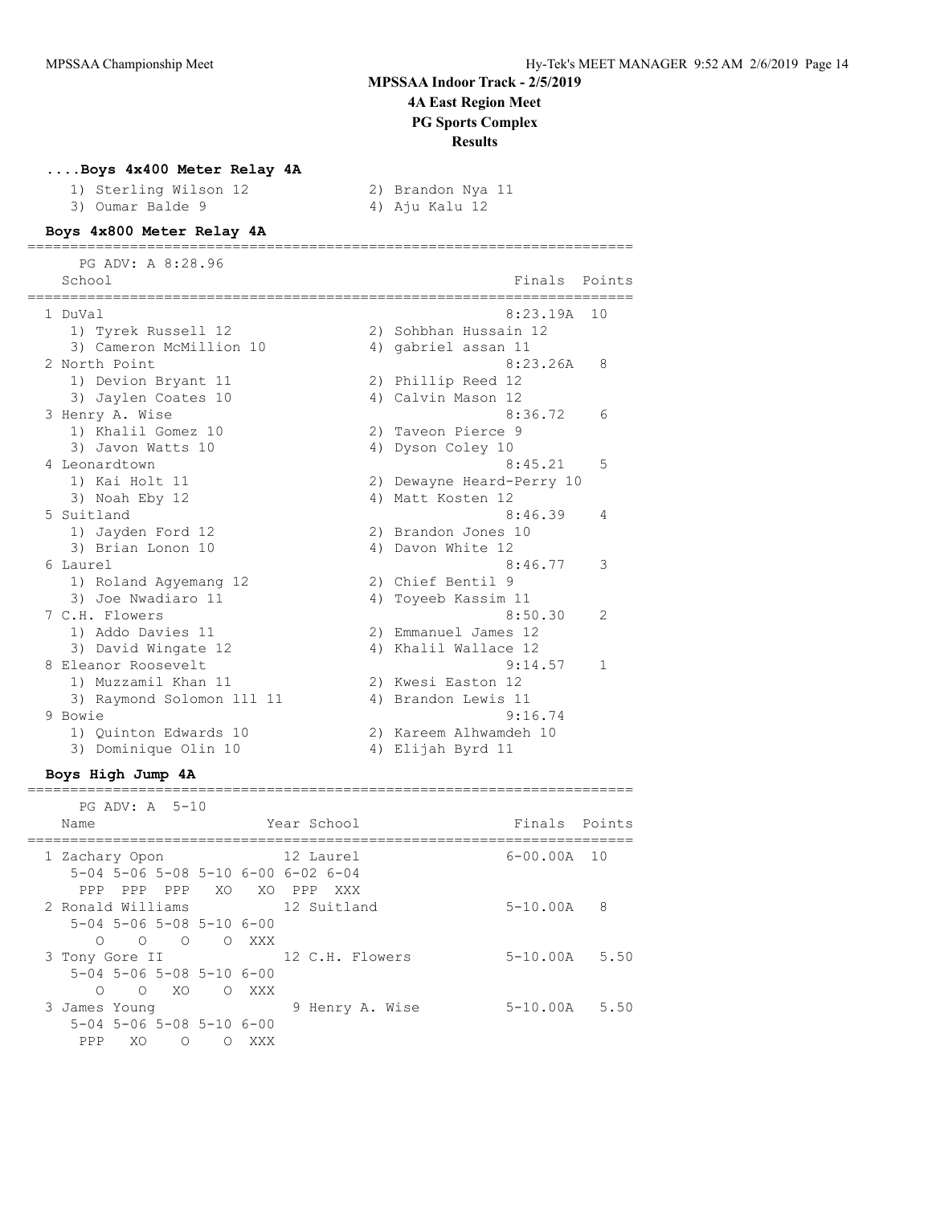# MPSSAA Indoor Track - 2/5/2019

## 4A East Region Meet

## PG Sports Complex

## Results

### ....Boys 4x400 Meter Relay 4A

1) Sterling Wilson 12 2) Brandon Nya 11
3) Oumar Balde 9 4) Aju Kalu 12

### Boys 4x800 Meter Relay 4A

PG ADV: A 8:28.96

| School | Finals | Points |
|---|---|---|
| 1 DuVal | 8:23.19A | 10 |
| 1) Tyrek Russell 12; 2) Sohbhan Hussain 12; 3) Cameron McMillion 10; 4) gabriel assan 11 | | |
| 2 North Point | 8:23.26A | 8 |
| 1) Devion Bryant 11; 2) Phillip Reed 12; 3) Jaylen Coates 10; 4) Calvin Mason 12 | | |
| 3 Henry A. Wise | 8:36.72 | 6 |
| 1) Khalil Gomez 10; 2) Taveon Pierce 9; 3) Javon Watts 10; 4) Dyson Coley 10 | | |
| 4 Leonardtown | 8:45.21 | 5 |
| 1) Kai Holt 11; 2) Dewayne Heard-Perry 10; 3) Noah Eby 12; 4) Matt Kosten 12 | | |
| 5 Suitland | 8:46.39 | 4 |
| 1) Jayden Ford 12; 2) Brandon Jones 10; 3) Brian Lonon 10; 4) Davon White 12 | | |
| 6 Laurel | 8:46.77 | 3 |
| 1) Roland Agyemang 12; 2) Chief Bentil 9; 3) Joe Nwadiaro 11; 4) Toyeeb Kassim 11 | | |
| 7 C.H. Flowers | 8:50.30 | 2 |
| 1) Addo Davies 11; 2) Emmanuel James 12; 3) David Wingate 12; 4) Khalil Wallace 12 | | |
| 8 Eleanor Roosevelt | 9:14.57 | 1 |
| 1) Muzzamil Khan 11; 2) Kwesi Easton 12; 3) Raymond Solomon lll 11; 4) Brandon Lewis 11 | | |
| 9 Bowie | 9:16.74 | |
| 1) Quinton Edwards 10; 2) Kareem Alhwamdeh 10; 3) Dominique Olin 10; 4) Elijah Byrd 11 | | |

### Boys High Jump 4A

PG ADV: A 5-10

| Name | Year | School | Finals | Points |
|---|---|---|---|---|
| 1 Zachary Opon | 12 | Laurel | 6-00.00A | 10 |
| 5-04 PPP, 5-06 PPP, 5-08 PPP, 5-10 XO, 6-00 XO, 6-02 PPP, 6-04 XXX | | | | |
| 2 Ronald Williams | 12 | Suitland | 5-10.00A | 8 |
| 5-04 O, 5-06 O, 5-08 O, 5-10 O, 6-00 XXX | | | | |
| 3 Tony Gore II | 12 | C.H. Flowers | 5-10.00A | 5.50 |
| 5-04 O, 5-06 O, 5-08 XO, 5-10 O, 6-00 XXX | | | | |
| 3 James Young | 9 | Henry A. Wise | 5-10.00A | 5.50 |
| 5-04 PPP, 5-06 XO, 5-08 O, 5-10 O, 6-00 XXX | | | | |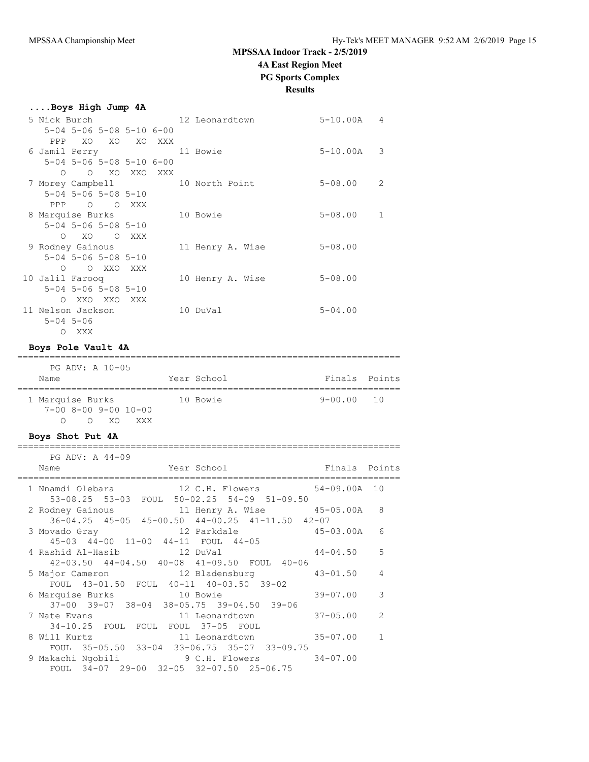# MPSSAA Indoor Track - 2/5/2019

## 4A East Region Meet

## PG Sports Complex

## Results

### ....Boys High Jump 4A

| Place | Name | Year | School | Finals | Points |
|---|---|---|---|---|---|
| 5 | Nick Burch | 12 | Leonardtown | 5-10.00A | 4 |
| | 5-04 5-06 5-08 5-10 6-00 | | | | |
| | PPP XO XO XO XXX | | | | |
| 6 | Jamil Perry | 11 | Bowie | 5-10.00A | 3 |
| | 5-04 5-06 5-08 5-10 6-00 | | | | |
| | O O XO XXO XXX | | | | |
| 7 | Morey Campbell | 10 | North Point | 5-08.00 | 2 |
| | 5-04 5-06 5-08 5-10 | | | | |
| | PPP O O XXX | | | | |
| 8 | Marquise Burks | 10 | Bowie | 5-08.00 | 1 |
| | 5-04 5-06 5-08 5-10 | | | | |
| | O XO O XXX | | | | |
| 9 | Rodney Gainous | 11 | Henry A. Wise | 5-08.00 | |
| | 5-04 5-06 5-08 5-10 | | | | |
| | O O XXO XXX | | | | |
| 10 | Jalil Farooq | 10 | Henry A. Wise | 5-08.00 | |
| | 5-04 5-06 5-08 5-10 | | | | |
| | O XXO XXO XXX | | | | |
| 11 | Nelson Jackson | 10 | DuVal | 5-04.00 | |
| | 5-04 5-06 | | | | |
| | O XXX | | | | |

### Boys Pole Vault 4A

PG ADV: A 10-05

| Place | Name | Year | School | Finals | Points |
|---|---|---|---|---|---|
| 1 | Marquise Burks | 10 | Bowie | 9-00.00 | 10 |
| | 7-00 8-00 9-00 10-00 | | | | |
| | O O XO XXX | | | | |

### Boys Shot Put 4A

PG ADV: A 44-09

| Place | Name | Year | School | Finals | Points |
|---|---|---|---|---|---|
| 1 | Nnamdi Olebara | 12 | C.H. Flowers | 54-09.00A | 10 |
| | 53-08.25 53-03 FOUL 50-02.25 54-09 51-09.50 | | | | |
| 2 | Rodney Gainous | 11 | Henry A. Wise | 45-05.00A | 8 |
| | 36-04.25 45-05 45-00.50 44-00.25 41-11.50 42-07 | | | | |
| 3 | Movado Gray | 12 | Parkdale | 45-03.00A | 6 |
| | 45-03 44-00 11-00 44-11 FOUL 44-05 | | | | |
| 4 | Rashid Al-Hasib | 12 | DuVal | 44-04.50 | 5 |
| | 42-03.50 44-04.50 40-08 41-09.50 FOUL 40-06 | | | | |
| 5 | Major Cameron | 12 | Bladensburg | 43-01.50 | 4 |
| | FOUL 43-01.50 FOUL 40-11 40-03.50 39-02 | | | | |
| 6 | Marquise Burks | 10 | Bowie | 39-07.00 | 3 |
| | 37-00 39-07 38-04 38-05.75 39-04.50 39-06 | | | | |
| 7 | Nate Evans | 11 | Leonardtown | 37-05.00 | 2 |
| | 34-10.25 FOUL FOUL FOUL 37-05 FOUL | | | | |
| 8 | Will Kurtz | 11 | Leonardtown | 35-07.00 | 1 |
| | FOUL 35-05.50 33-04 33-06.75 35-07 33-09.75 | | | | |
| 9 | Makachi Ngobili | 9 | C.H. Flowers | 34-07.00 | |
| | FOUL 34-07 29-00 32-05 32-07.50 25-06.75 | | | | |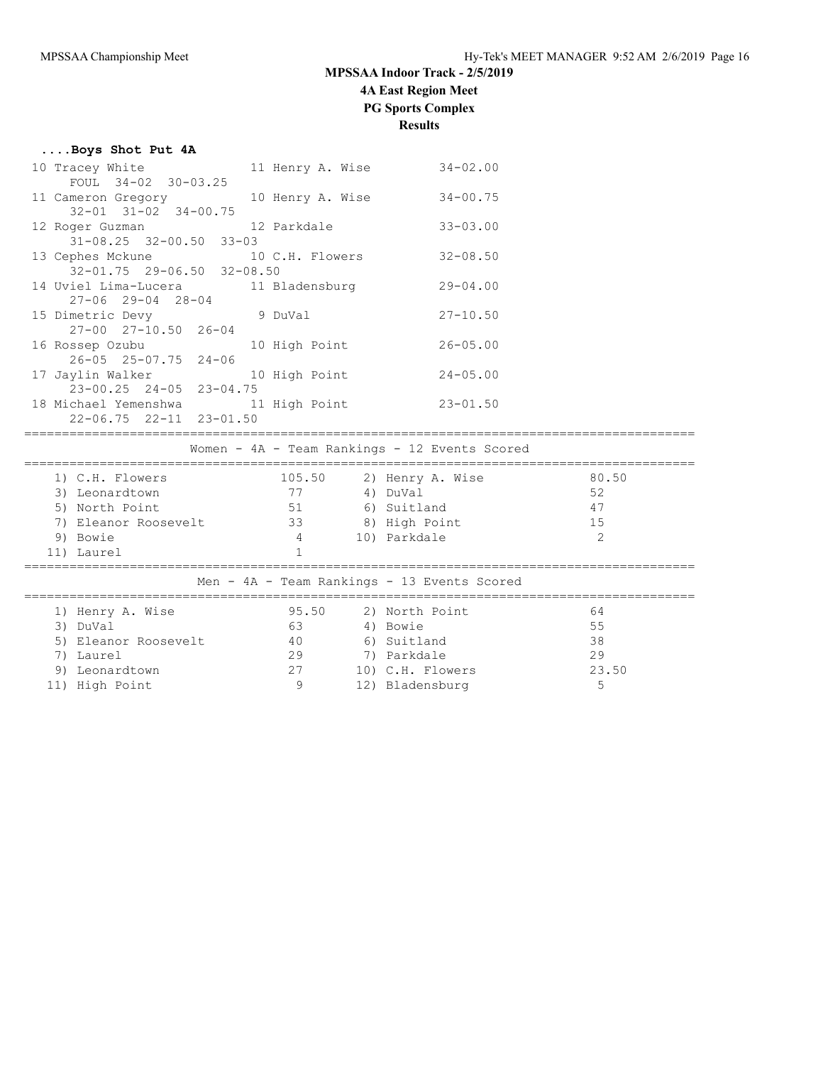# MPSSAA Indoor Track - 2/5/2019

## 4A East Region Meet

## PG Sports Complex

## Results

### ....Boys Shot Put 4A

| Place | Name | Year | School | Finals |
|---|---|---|---|---|
| 10 | Tracey White | 11 | Henry A. Wise | 34-02.00 |
| | FOUL 34-02 30-03.25 | | | |
| 11 | Cameron Gregory | 10 | Henry A. Wise | 34-00.75 |
| | 32-01 31-02 34-00.75 | | | |
| 12 | Roger Guzman | 12 | Parkdale | 33-03.00 |
| | 31-08.25 32-00.50 33-03 | | | |
| 13 | Cephes Mckune | 10 | C.H. Flowers | 32-08.50 |
| | 32-01.75 29-06.50 32-08.50 | | | |
| 14 | Uviel Lima-Lucera | 11 | Bladensburg | 29-04.00 |
| | 27-06 29-04 28-04 | | | |
| 15 | Dimetric Devy | 9 | DuVal | 27-10.50 |
| | 27-00 27-10.50 26-04 | | | |
| 16 | Rossep Ozubu | 10 | High Point | 26-05.00 |
| | 26-05 25-07.75 24-06 | | | |
| 17 | Jaylin Walker | 10 | High Point | 24-05.00 |
| | 23-00.25 24-05 23-04.75 | | | |
| 18 | Michael Yemenshwa | 11 | High Point | 23-01.50 |
| | 22-06.75 22-11 23-01.50 | | | |

### Women - 4A - Team Rankings - 12 Events Scored

| | | | | | |
|---|---|---|---|---|---|
| 1) | C.H. Flowers | 105.50 | 2) | Henry A. Wise | 80.50 |
| 3) | Leonardtown | 77 | 4) | DuVal | 52 |
| 5) | North Point | 51 | 6) | Suitland | 47 |
| 7) | Eleanor Roosevelt | 33 | 8) | High Point | 15 |
| 9) | Bowie | 4 | 10) | Parkdale | 2 |
| 11) | Laurel | 1 | | | |

### Men - 4A - Team Rankings - 13 Events Scored

| | | | | | |
|---|---|---|---|---|---|
| 1) | Henry A. Wise | 95.50 | 2) | North Point | 64 |
| 3) | DuVal | 63 | 4) | Bowie | 55 |
| 5) | Eleanor Roosevelt | 40 | 6) | Suitland | 38 |
| 7) | Laurel | 29 | 7) | Parkdale | 29 |
| 9) | Leonardtown | 27 | 10) | C.H. Flowers | 23.50 |
| 11) | High Point | 9 | 12) | Bladensburg | 5 |